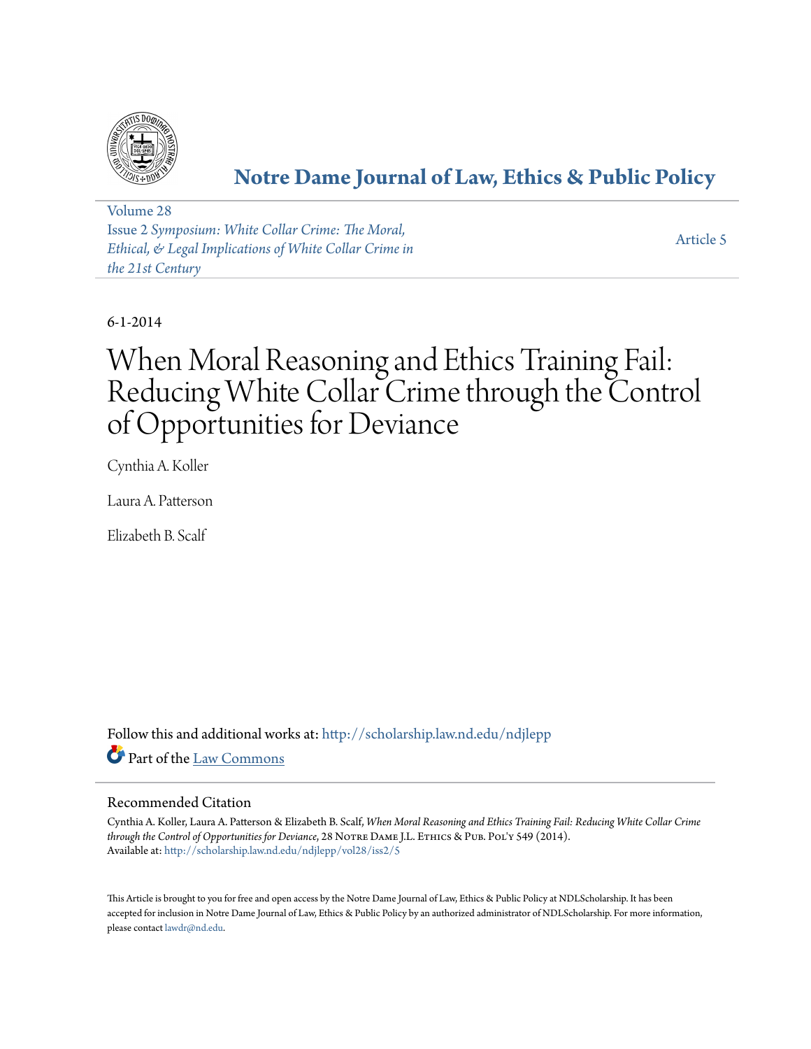# Notre Dame Journal of Law, Ethics & Public Policy

Volume 28
Issue 2 *Symposium: White Collar Crime: The Moral, Ethical, & Legal Implications of White Collar Crime in the 21st Century*

Article 5

6-1-2014

# When Moral Reasoning and Ethics Training Fail: Reducing White Collar Crime through the Control of Opportunities for Deviance

Cynthia A. Koller

Laura A. Patterson

Elizabeth B. Scalf

Follow this and additional works at: http://scholarship.law.nd.edu/ndjlepp

Part of the Law Commons

## Recommended Citation

Cynthia A. Koller, Laura A. Patterson & Elizabeth B. Scalf, *When Moral Reasoning and Ethics Training Fail: Reducing White Collar Crime through the Control of Opportunities for Deviance*, 28 Notre Dame J.L. Ethics & Pub. Pol'y 549 (2014).
Available at: http://scholarship.law.nd.edu/ndjlepp/vol28/iss2/5

This Article is brought to you for free and open access by the Notre Dame Journal of Law, Ethics & Public Policy at NDLScholarship. It has been accepted for inclusion in Notre Dame Journal of Law, Ethics & Public Policy by an authorized administrator of NDLScholarship. For more information, please contact lawdr@nd.edu.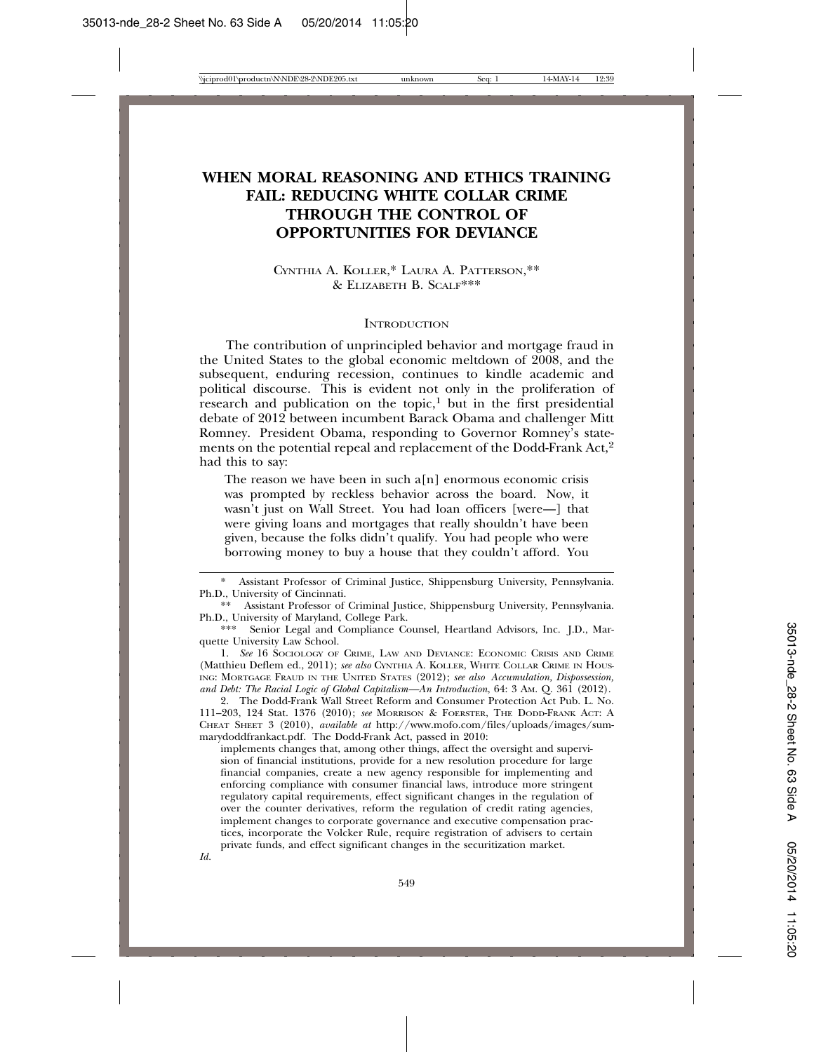# WHEN MORAL REASONING AND ETHICS TRAINING FAIL: REDUCING WHITE COLLAR CRIME THROUGH THE CONTROL OF OPPORTUNITIES FOR DEVIANCE

CYNTHIA A. KOLLER,* LAURA A. PATTERSON,** & ELIZABETH B. SCALF***

## INTRODUCTION

The contribution of unprincipled behavior and mortgage fraud in the United States to the global economic meltdown of 2008, and the subsequent, enduring recession, continues to kindle academic and political discourse. This is evident not only in the proliferation of research and publication on the topic,[1] but in the first presidential debate of 2012 between incumbent Barack Obama and challenger Mitt Romney. President Obama, responding to Governor Romney's statements on the potential repeal and replacement of the Dodd-Frank Act,[2] had this to say:

> The reason we have been in such a[n] enormous economic crisis was prompted by reckless behavior across the board. Now, it wasn't just on Wall Street. You had loan officers [were—] that were giving loans and mortgages that really shouldn't have been given, because the folks didn't qualify. You had people who were borrowing money to buy a house that they couldn't afford. You

---

\* Assistant Professor of Criminal Justice, Shippensburg University, Pennsylvania. Ph.D., University of Cincinnati.

\*\* Assistant Professor of Criminal Justice, Shippensburg University, Pennsylvania. Ph.D., University of Maryland, College Park.

\*\*\* Senior Legal and Compliance Counsel, Heartland Advisors, Inc. J.D., Marquette University Law School.

1. *See* 16 SOCIOLOGY OF CRIME, LAW AND DEVIANCE: ECONOMIC CRISIS AND CRIME (Matthieu Deflem ed., 2011); *see also* CYNTHIA A. KOLLER, WHITE COLLAR CRIME IN HOUSING: MORTGAGE FRAUD IN THE UNITED STATES (2012); *see also Accumulation, Dispossession, and Debt: The Racial Logic of Global Capitalism—An Introduction*, 64: 3 AM. Q. 361 (2012).

2. The Dodd-Frank Wall Street Reform and Consumer Protection Act Pub. L. No. 111–203, 124 Stat. 1376 (2010); *see* MORRISON & FOERSTER, THE DODD-FRANK ACT: A CHEAT SHEET 3 (2010), *available at* http://www.mofo.com/files/uploads/images/summarydoddfrankact.pdf. The Dodd-Frank Act, passed in 2010:

> implements changes that, among other things, affect the oversight and supervision of financial institutions, provide for a new resolution procedure for large financial companies, create a new agency responsible for implementing and enforcing compliance with consumer financial laws, introduce more stringent regulatory capital requirements, effect significant changes in the regulation of over the counter derivatives, reform the regulation of credit rating agencies, implement changes to corporate governance and executive compensation practices, incorporate the Volcker Rule, require registration of advisers to certain private funds, and effect significant changes in the securitization market.

*Id.*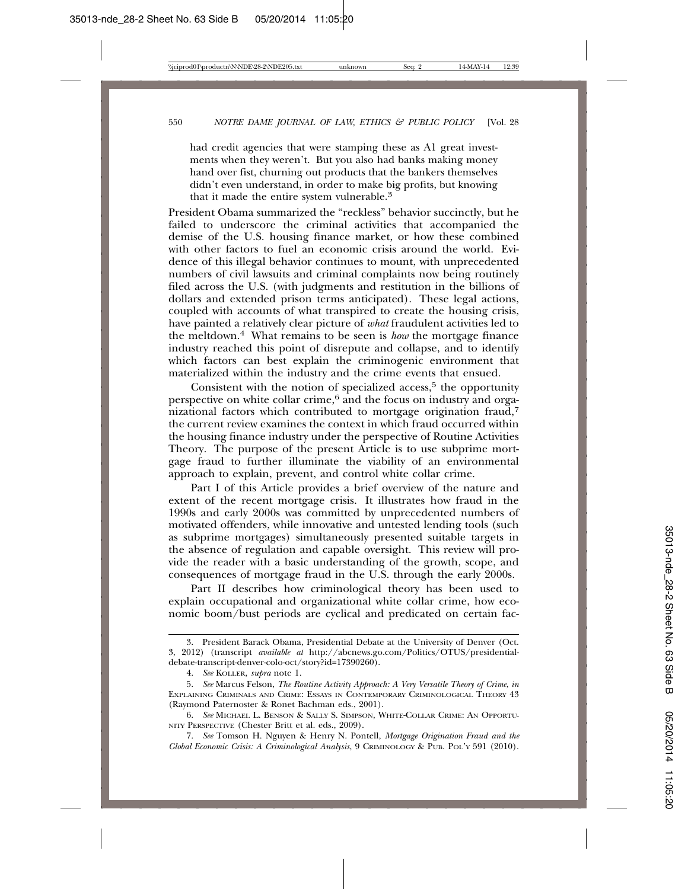> had credit agencies that were stamping these as A1 great investments when they weren't. But you also had banks making money hand over fist, churning out products that the bankers themselves didn't even understand, in order to make big profits, but knowing that it made the entire system vulnerable.[3]

President Obama summarized the "reckless" behavior succinctly, but he failed to underscore the criminal activities that accompanied the demise of the U.S. housing finance market, or how these combined with other factors to fuel an economic crisis around the world. Evidence of this illegal behavior continues to mount, with unprecedented numbers of civil lawsuits and criminal complaints now being routinely filed across the U.S. (with judgments and restitution in the billions of dollars and extended prison terms anticipated). These legal actions, coupled with accounts of what transpired to create the housing crisis, have painted a relatively clear picture of *what* fraudulent activities led to the meltdown.[4] What remains to be seen is *how* the mortgage finance industry reached this point of disrepute and collapse, and to identify which factors can best explain the criminogenic environment that materialized within the industry and the crime events that ensued.

Consistent with the notion of specialized access,[5] the opportunity perspective on white collar crime,[6] and the focus on industry and organizational factors which contributed to mortgage origination fraud,[7] the current review examines the context in which fraud occurred within the housing finance industry under the perspective of Routine Activities Theory. The purpose of the present Article is to use subprime mortgage fraud to further illuminate the viability of an environmental approach to explain, prevent, and control white collar crime.

Part I of this Article provides a brief overview of the nature and extent of the recent mortgage crisis. It illustrates how fraud in the 1990s and early 2000s was committed by unprecedented numbers of motivated offenders, while innovative and untested lending tools (such as subprime mortgages) simultaneously presented suitable targets in the absence of regulation and capable oversight. This review will provide the reader with a basic understanding of the growth, scope, and consequences of mortgage fraud in the U.S. through the early 2000s.

Part II describes how criminological theory has been used to explain occupational and organizational white collar crime, how economic boom/bust periods are cyclical and predicated on certain fac-

---

3. President Barack Obama, Presidential Debate at the University of Denver (Oct. 3, 2012) (transcript *available at* http://abcnews.go.com/Politics/OTUS/presidential-debate-transcript-denver-colo-oct/story?id=17390260).

4. *See* KOLLER, *supra* note 1.

5. *See* Marcus Felson, *The Routine Activity Approach: A Very Versatile Theory of Crime*, *in* EXPLAINING CRIMINALS AND CRIME: ESSAYS IN CONTEMPORARY CRIMINOLOGICAL THEORY 43 (Raymond Paternoster & Ronet Bachman eds., 2001).

6. *See* MICHAEL L. BENSON & SALLY S. SIMPSON, WHITE-COLLAR CRIME: AN OPPORTUNITY PERSPECTIVE (Chester Britt et al. eds., 2009).

7. *See* Tomson H. Nguyen & Henry N. Pontell, *Mortgage Origination Fraud and the Global Economic Crisis: A Criminological Analysis*, 9 CRIMINOLOGY & PUB. POL'Y 591 (2010).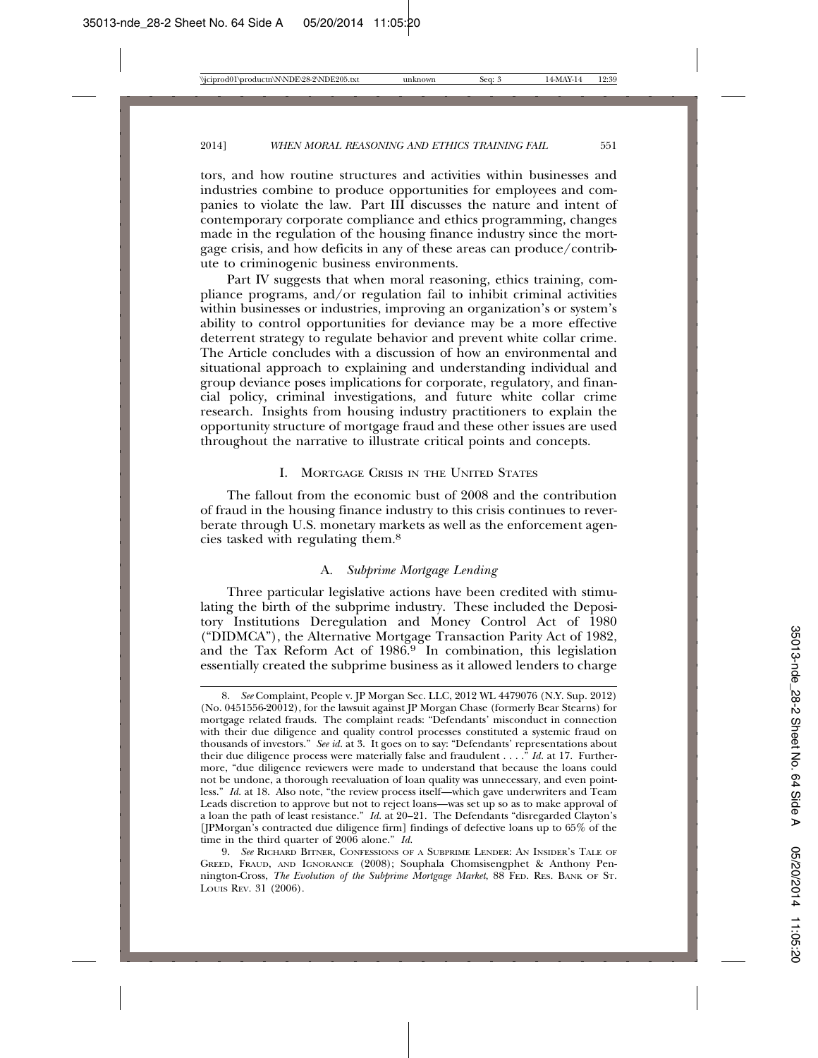tors, and how routine structures and activities within businesses and industries combine to produce opportunities for employees and companies to violate the law. Part III discusses the nature and intent of contemporary corporate compliance and ethics programming, changes made in the regulation of the housing finance industry since the mortgage crisis, and how deficits in any of these areas can produce/contribute to criminogenic business environments.

Part IV suggests that when moral reasoning, ethics training, compliance programs, and/or regulation fail to inhibit criminal activities within businesses or industries, improving an organization's or system's ability to control opportunities for deviance may be a more effective deterrent strategy to regulate behavior and prevent white collar crime. The Article concludes with a discussion of how an environmental and situational approach to explaining and understanding individual and group deviance poses implications for corporate, regulatory, and financial policy, criminal investigations, and future white collar crime research. Insights from housing industry practitioners to explain the opportunity structure of mortgage fraud and these other issues are used throughout the narrative to illustrate critical points and concepts.

## I. Mortgage Crisis in the United States

The fallout from the economic bust of 2008 and the contribution of fraud in the housing finance industry to this crisis continues to reverberate through U.S. monetary markets as well as the enforcement agencies tasked with regulating them.[8]

### A. *Subprime Mortgage Lending*

Three particular legislative actions have been credited with stimulating the birth of the subprime industry. These included the Depository Institutions Deregulation and Money Control Act of 1980 ("DIDMCA"), the Alternative Mortgage Transaction Parity Act of 1982, and the Tax Reform Act of 1986.[9] In combination, this legislation essentially created the subprime business as it allowed lenders to charge

---

8. *See* Complaint, People v. JP Morgan Sec. LLC, 2012 WL 4479076 (N.Y. Sup. 2012) (No. 0451556-20012), for the lawsuit against JP Morgan Chase (formerly Bear Stearns) for mortgage related frauds. The complaint reads: "Defendants' misconduct in connection with their due diligence and quality control processes constituted a systemic fraud on thousands of investors." *See id.* at 3. It goes on to say: "Defendants' representations about their due diligence process were materially false and fraudulent . . . ." *Id.* at 17. Furthermore, "due diligence reviewers were made to understand that because the loans could not be undone, a thorough reevaluation of loan quality was unnecessary, and even pointless." *Id.* at 18. Also note, "the review process itself—which gave underwriters and Team Leads discretion to approve but not to reject loans—was set up so as to make approval of a loan the path of least resistance." *Id.* at 20–21. The Defendants "disregarded Clayton's [JPMorgan's contracted due diligence firm] findings of defective loans up to 65% of the time in the third quarter of 2006 alone." *Id.*

9. *See* Richard Bitner, Confessions of a Subprime Lender: An Insider's Tale of Greed, Fraud, and Ignorance (2008); Souphala Chomsisengphet & Anthony Pennington-Cross, *The Evolution of the Subprime Mortgage Market*, 88 Fed. Res. Bank of St. Louis Rev. 31 (2006).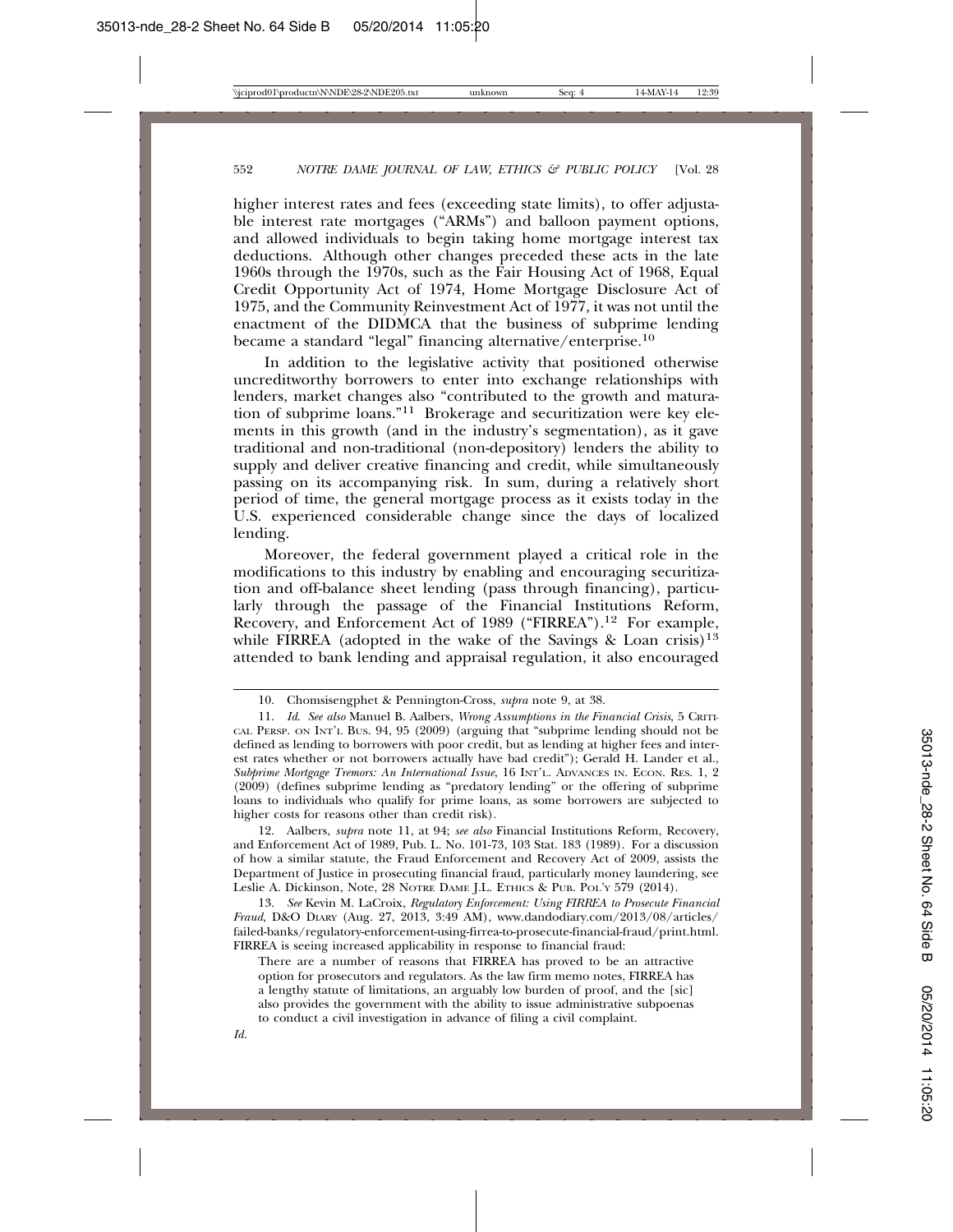higher interest rates and fees (exceeding state limits), to offer adjustable interest rate mortgages ("ARMs") and balloon payment options, and allowed individuals to begin taking home mortgage interest tax deductions. Although other changes preceded these acts in the late 1960s through the 1970s, such as the Fair Housing Act of 1968, Equal Credit Opportunity Act of 1974, Home Mortgage Disclosure Act of 1975, and the Community Reinvestment Act of 1977, it was not until the enactment of the DIDMCA that the business of subprime lending became a standard "legal" financing alternative/enterprise.[10]

In addition to the legislative activity that positioned otherwise uncreditworthy borrowers to enter into exchange relationships with lenders, market changes also "contributed to the growth and maturation of subprime loans."[11] Brokerage and securitization were key elements in this growth (and in the industry's segmentation), as it gave traditional and non-traditional (non-depository) lenders the ability to supply and deliver creative financing and credit, while simultaneously passing on its accompanying risk. In sum, during a relatively short period of time, the general mortgage process as it exists today in the U.S. experienced considerable change since the days of localized lending.

Moreover, the federal government played a critical role in the modifications to this industry by enabling and encouraging securitization and off-balance sheet lending (pass through financing), particularly through the passage of the Financial Institutions Reform, Recovery, and Enforcement Act of 1989 ("FIRREA").[12] For example, while FIRREA (adopted in the wake of the Savings & Loan crisis)[13] attended to bank lending and appraisal regulation, it also encouraged

---

10. Chomsisengphet & Pennington-Cross, *supra* note 9, at 38.

11. *Id.* *See also* Manuel B. Aalbers, *Wrong Assumptions in the Financial Crisis*, 5 CRITICAL PERSP. ON INT'L BUS. 94, 95 (2009) (arguing that "subprime lending should not be defined as lending to borrowers with poor credit, but as lending at higher fees and interest rates whether or not borrowers actually have bad credit"); Gerald H. Lander et al., *Subprime Mortgage Tremors: An International Issue*, 16 INT'L. ADVANCES IN. ECON. RES. 1, 2 (2009) (defines subprime lending as "predatory lending" or the offering of subprime loans to individuals who qualify for prime loans, as some borrowers are subjected to higher costs for reasons other than credit risk).

12. Aalbers, *supra* note 11, at 94; *see also* Financial Institutions Reform, Recovery, and Enforcement Act of 1989, Pub. L. No. 101-73, 103 Stat. 183 (1989). For a discussion of how a similar statute, the Fraud Enforcement and Recovery Act of 2009, assists the Department of Justice in prosecuting financial fraud, particularly money laundering, see Leslie A. Dickinson, Note, 28 NOTRE DAME J.L. ETHICS & PUB. POL'Y 579 (2014).

13. *See* Kevin M. LaCroix, *Regulatory Enforcement: Using FIRREA to Prosecute Financial Fraud*, D&O DIARY (Aug. 27, 2013, 3:49 AM), www.dandodiary.com/2013/08/articles/failed-banks/regulatory-enforcement-using-firrea-to-prosecute-financial-fraud/print.html. FIRREA is seeing increased applicability in response to financial fraud:

> There are a number of reasons that FIRREA has proved to be an attractive option for prosecutors and regulators. As the law firm memo notes, FIRREA has a lengthy statute of limitations, an arguably low burden of proof, and the [sic] also provides the government with the ability to issue administrative subpoenas to conduct a civil investigation in advance of filing a civil complaint.

*Id.*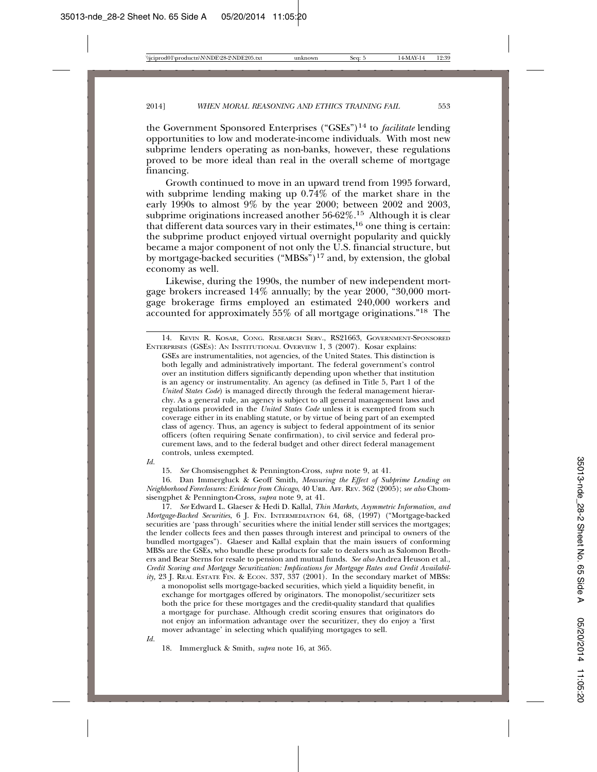the Government Sponsored Enterprises ("GSEs")[14] to *facilitate* lending opportunities to low and moderate-income individuals. With most new subprime lenders operating as non-banks, however, these regulations proved to be more ideal than real in the overall scheme of mortgage financing.

Growth continued to move in an upward trend from 1995 forward, with subprime lending making up 0.74% of the market share in the early 1990s to almost 9% by the year 2000; between 2002 and 2003, subprime originations increased another 56-62%.[15] Although it is clear that different data sources vary in their estimates,[16] one thing is certain: the subprime product enjoyed virtual overnight popularity and quickly became a major component of not only the U.S. financial structure, but by mortgage-backed securities ("MBSs")[17] and, by extension, the global economy as well.

Likewise, during the 1990s, the number of new independent mortgage brokers increased 14% annually; by the year 2000, "30,000 mortgage brokerage firms employed an estimated 240,000 workers and accounted for approximately 55% of all mortgage originations."[18] The

---

14. Kevin R. Kosar, Cong. Research Serv., RS21663, Government-Sponsored Enterprises (GSEs): An Institutional Overview 1, 3 (2007). Kosar explains:

> GSEs are instrumentalities, not agencies, of the United States. This distinction is both legally and administratively important. The federal government's control over an institution differs significantly depending upon whether that institution is an agency or instrumentality. An agency (as defined in Title 5, Part 1 of the *United States Code*) is managed directly through the federal management hierarchy. As a general rule, an agency is subject to all general management laws and regulations provided in the *United States Code* unless it is exempted from such coverage either in its enabling statute, or by virtue of being part of an exempted class of agency. Thus, an agency is subject to federal appointment of its senior officers (often requiring Senate confirmation), to civil service and federal procurement laws, and to the federal budget and other direct federal management controls, unless exempted.

*Id.*

15. *See* Chomsisengphet & Pennington-Cross, *supra* note 9, at 41.

16. Dan Immergluck & Geoff Smith, *Measuring the Effect of Subprime Lending on Neighborhood Foreclosures: Evidence from Chicago*, 40 Urb. Aff. Rev. 362 (2005); *see also* Chomsisengphet & Pennington-Cross, *supra* note 9, at 41.

17. *See* Edward L. Glaeser & Hedi D. Kallal, *Thin Markets, Asymmetric Information, and Mortgage-Backed Securities*, 6 J. Fin. Intermediation 64, 68, (1997) ("Mortgage-backed securities are 'pass through' securities where the initial lender still services the mortgages; the lender collects fees and then passes through interest and principal to owners of the bundled mortgages"). Glaeser and Kallal explain that the main issuers of conforming MBSs are the GSEs, who bundle these products for sale to dealers such as Salomon Brothers and Bear Sterns for resale to pension and mutual funds. *See also* Andrea Heuson et al., *Credit Scoring and Mortgage Securitization: Implications for Mortgage Rates and Credit Availability,* 23 J. Real Estate Fin. & Econ. 337, 337 (2001). In the secondary market of MBSs:

> a monopolist sells mortgage-backed securities, which yield a liquidity benefit, in exchange for mortgages offered by originators. The monopolist/securitizer sets both the price for these mortgages and the credit-quality standard that qualifies a mortgage for purchase. Although credit scoring ensures that originators do not enjoy an information advantage over the securitizer, they do enjoy a 'first mover advantage' in selecting which qualifying mortgages to sell.

*Id.*

18. Immergluck & Smith, *supra* note 16, at 365.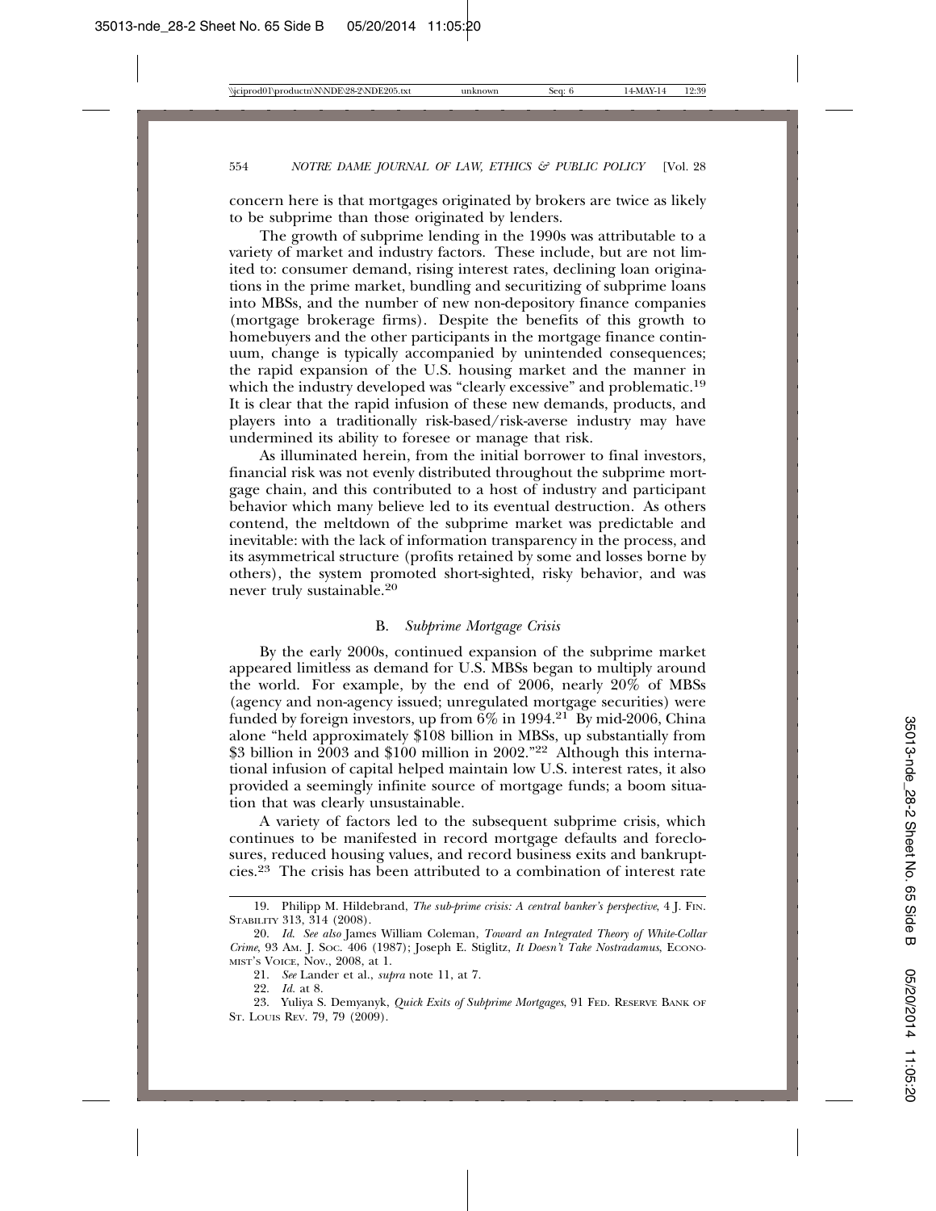concern here is that mortgages originated by brokers are twice as likely to be subprime than those originated by lenders.

The growth of subprime lending in the 1990s was attributable to a variety of market and industry factors. These include, but are not limited to: consumer demand, rising interest rates, declining loan originations in the prime market, bundling and securitizing of subprime loans into MBSs, and the number of new non-depository finance companies (mortgage brokerage firms). Despite the benefits of this growth to homebuyers and the other participants in the mortgage finance continuum, change is typically accompanied by unintended consequences; the rapid expansion of the U.S. housing market and the manner in which the industry developed was "clearly excessive" and problematic.[19] It is clear that the rapid infusion of these new demands, products, and players into a traditionally risk-based/risk-averse industry may have undermined its ability to foresee or manage that risk.

As illuminated herein, from the initial borrower to final investors, financial risk was not evenly distributed throughout the subprime mortgage chain, and this contributed to a host of industry and participant behavior which many believe led to its eventual destruction. As others contend, the meltdown of the subprime market was predictable and inevitable: with the lack of information transparency in the process, and its asymmetrical structure (profits retained by some and losses borne by others), the system promoted short-sighted, risky behavior, and was never truly sustainable.[20]

### B. *Subprime Mortgage Crisis*

By the early 2000s, continued expansion of the subprime market appeared limitless as demand for U.S. MBSs began to multiply around the world. For example, by the end of 2006, nearly 20% of MBSs (agency and non-agency issued; unregulated mortgage securities) were funded by foreign investors, up from 6% in 1994.[21] By mid-2006, China alone "held approximately $108 billion in MBSs, up substantially from $3 billion in 2003 and $100 million in 2002."[22] Although this international infusion of capital helped maintain low U.S. interest rates, it also provided a seemingly infinite source of mortgage funds; a boom situation that was clearly unsustainable.

A variety of factors led to the subsequent subprime crisis, which continues to be manifested in record mortgage defaults and foreclosures, reduced housing values, and record business exits and bankruptcies.[23] The crisis has been attributed to a combination of interest rate

---

19. Philipp M. Hildebrand, *The sub-prime crisis: A central banker's perspective*, 4 J. Fin. Stability 313, 314 (2008).

20. *Id.* *See also* James William Coleman, *Toward an Integrated Theory of White-Collar Crime*, 93 Am. J. Soc. 406 (1987); Joseph E. Stiglitz, *It Doesn't Take Nostradamus*, Economist's Voice, Nov., 2008, at 1.

21. *See* Lander et al., *supra* note 11, at 7.

22. *Id.* at 8.

23. Yuliya S. Demyanyk, *Quick Exits of Subprime Mortgages*, 91 Fed. Reserve Bank of St. Louis Rev. 79, 79 (2009).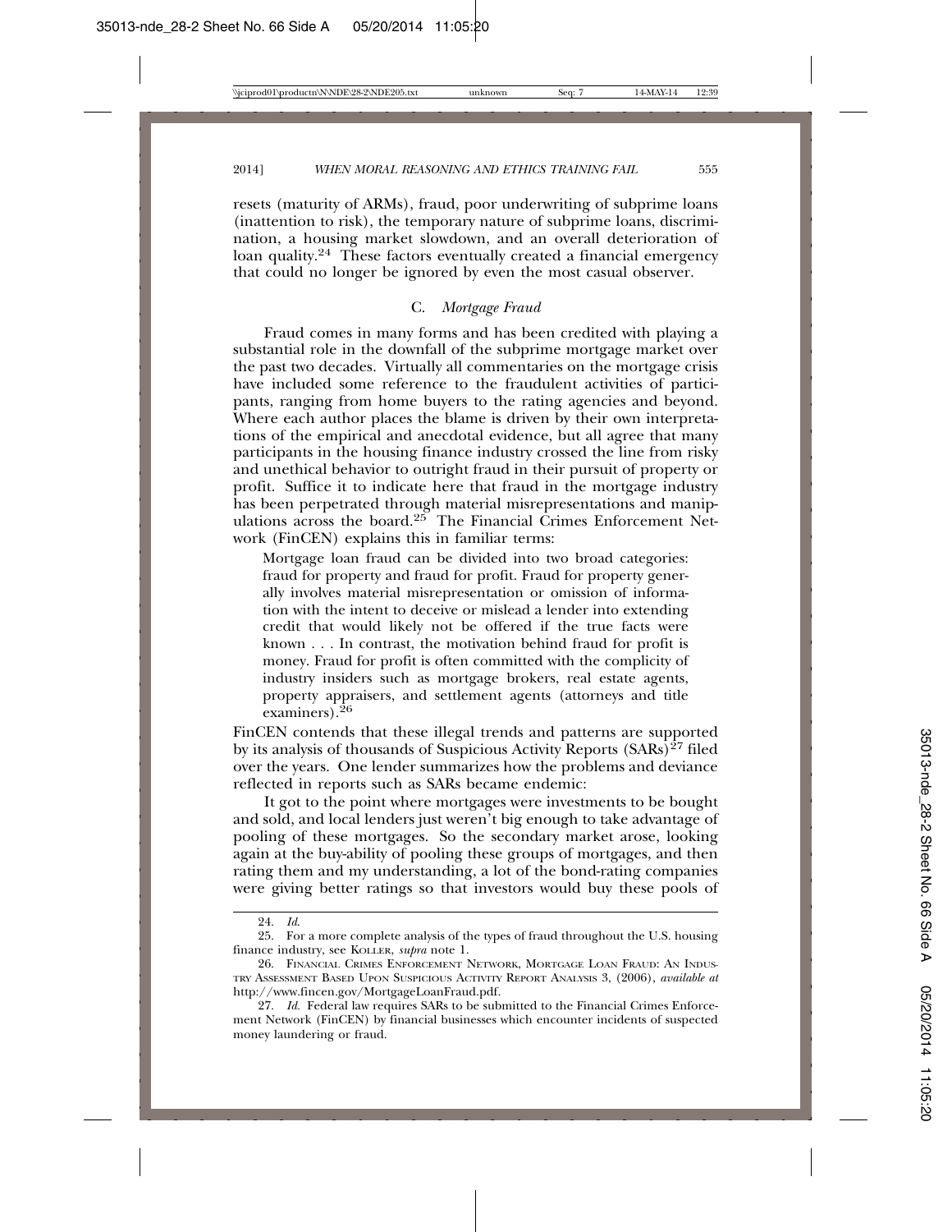resets (maturity of ARMs), fraud, poor underwriting of subprime loans (inattention to risk), the temporary nature of subprime loans, discrimination, a housing market slowdown, and an overall deterioration of loan quality.[24] These factors eventually created a financial emergency that could no longer be ignored by even the most casual observer.

### C. *Mortgage Fraud*

Fraud comes in many forms and has been credited with playing a substantial role in the downfall of the subprime mortgage market over the past two decades. Virtually all commentaries on the mortgage crisis have included some reference to the fraudulent activities of participants, ranging from home buyers to the rating agencies and beyond. Where each author places the blame is driven by their own interpretations of the empirical and anecdotal evidence, but all agree that many participants in the housing finance industry crossed the line from risky and unethical behavior to outright fraud in their pursuit of property or profit. Suffice it to indicate here that fraud in the mortgage industry has been perpetrated through material misrepresentations and manipulations across the board.[25] The Financial Crimes Enforcement Network (FinCEN) explains this in familiar terms:

> Mortgage loan fraud can be divided into two broad categories: fraud for property and fraud for profit. Fraud for property generally involves material misrepresentation or omission of information with the intent to deceive or mislead a lender into extending credit that would likely not be offered if the true facts were known . . . In contrast, the motivation behind fraud for profit is money. Fraud for profit is often committed with the complicity of industry insiders such as mortgage brokers, real estate agents, property appraisers, and settlement agents (attorneys and title examiners).[26]

FinCEN contends that these illegal trends and patterns are supported by its analysis of thousands of Suspicious Activity Reports (SARs)[27] filed over the years. One lender summarizes how the problems and deviance reflected in reports such as SARs became endemic:

> It got to the point where mortgages were investments to be bought and sold, and local lenders just weren't big enough to take advantage of pooling of these mortgages. So the secondary market arose, looking again at the buy-ability of pooling these groups of mortgages, and then rating them and my understanding, a lot of the bond-rating companies were giving better ratings so that investors would buy these pools of

---

24. *Id.*

25. For a more complete analysis of the types of fraud throughout the U.S. housing finance industry, see KOLLER, *supra* note 1.

26. FINANCIAL CRIMES ENFORCEMENT NETWORK, MORTGAGE LOAN FRAUD: AN INDUSTRY ASSESSMENT BASED UPON SUSPICIOUS ACTIVITY REPORT ANALYSIS 3, (2006), *available at* http://www.fincen.gov/MortgageLoanFraud.pdf.

27. *Id.* Federal law requires SARs to be submitted to the Financial Crimes Enforcement Network (FinCEN) by financial businesses which encounter incidents of suspected money laundering or fraud.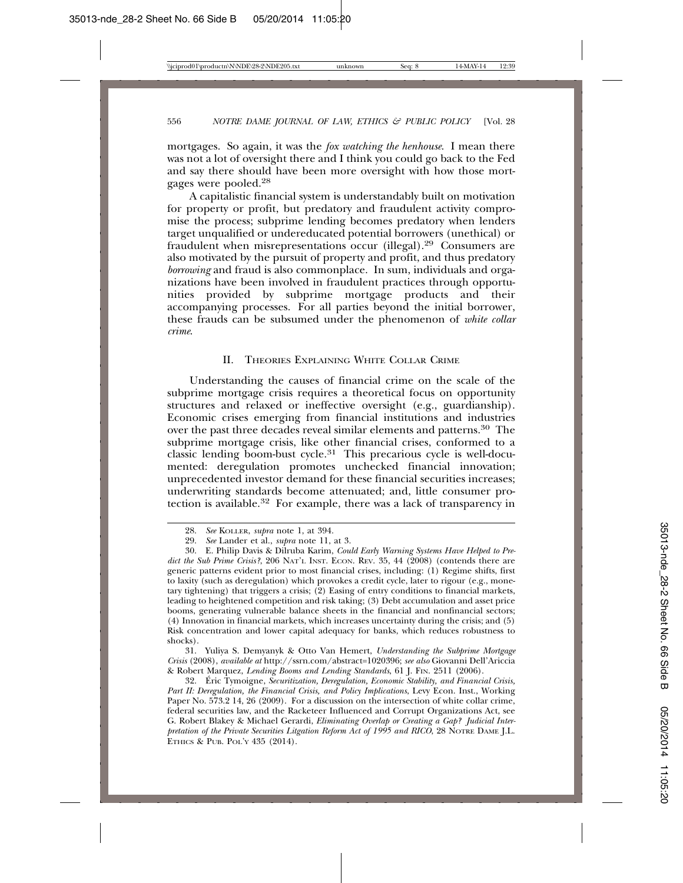mortgages. So again, it was the *fox watching the henhouse*. I mean there was not a lot of oversight there and I think you could go back to the Fed and say there should have been more oversight with how those mortgages were pooled.[28]

A capitalistic financial system is understandably built on motivation for property or profit, but predatory and fraudulent activity compromise the process; subprime lending becomes predatory when lenders target unqualified or undereducated potential borrowers (unethical) or fraudulent when misrepresentations occur (illegal).[29] Consumers are also motivated by the pursuit of property and profit, and thus predatory *borrowing* and fraud is also commonplace. In sum, individuals and organizations have been involved in fraudulent practices through opportunities provided by subprime mortgage products and their accompanying processes. For all parties beyond the initial borrower, these frauds can be subsumed under the phenomenon of *white collar crime*.

## II. Theories Explaining White Collar Crime

Understanding the causes of financial crime on the scale of the subprime mortgage crisis requires a theoretical focus on opportunity structures and relaxed or ineffective oversight (e.g., guardianship). Economic crises emerging from financial institutions and industries over the past three decades reveal similar elements and patterns.[30] The subprime mortgage crisis, like other financial crises, conformed to a classic lending boom-bust cycle.[31] This precarious cycle is well-documented: deregulation promotes unchecked financial innovation; unprecedented investor demand for these financial securities increases; underwriting standards become attenuated; and, little consumer protection is available.[32] For example, there was a lack of transparency in

---

28. *See* Koller, *supra* note 1, at 394.

29. *See* Lander et al., *supra* note 11, at 3.

30. E. Philip Davis & Dilruba Karim, *Could Early Warning Systems Have Helped to Predict the Sub Prime Crisis?*, 206 Nat'l Inst. Econ. Rev. 35, 44 (2008) (contends there are generic patterns evident prior to most financial crises, including: (1) Regime shifts, first to laxity (such as deregulation) which provokes a credit cycle, later to rigour (e.g., monetary tightening) that triggers a crisis; (2) Easing of entry conditions to financial markets, leading to heightened competition and risk taking; (3) Debt accumulation and asset price booms, generating vulnerable balance sheets in the financial and nonfinancial sectors; (4) Innovation in financial markets, which increases uncertainty during the crisis; and (5) Risk concentration and lower capital adequacy for banks, which reduces robustness to shocks).

31. Yuliya S. Demyanyk & Otto Van Hemert, *Understanding the Subprime Mortgage Crisis* (2008), *available at* http://ssrn.com/abstract=1020396; *see also* Giovanni Dell'Ariccia & Robert Marquez, *Lending Booms and Lending Standards*, 61 J. Fin. 2511 (2006).

32. Éric Tymoigne, *Securitization, Deregulation, Economic Stability, and Financial Crisis, Part II: Deregulation, the Financial Crisis, and Policy Implications*, Levy Econ. Inst., Working Paper No. 573.2 14, 26 (2009). For a discussion on the intersection of white collar crime, federal securities law, and the Racketeer Influenced and Corrupt Organizations Act, see G. Robert Blakey & Michael Gerardi, *Eliminating Overlap or Creating a Gap? Judicial Interpretation of the Private Securities Litigation Reform Act of 1995 and RICO*, 28 Notre Dame J.L. Ethics & Pub. Pol'y 435 (2014).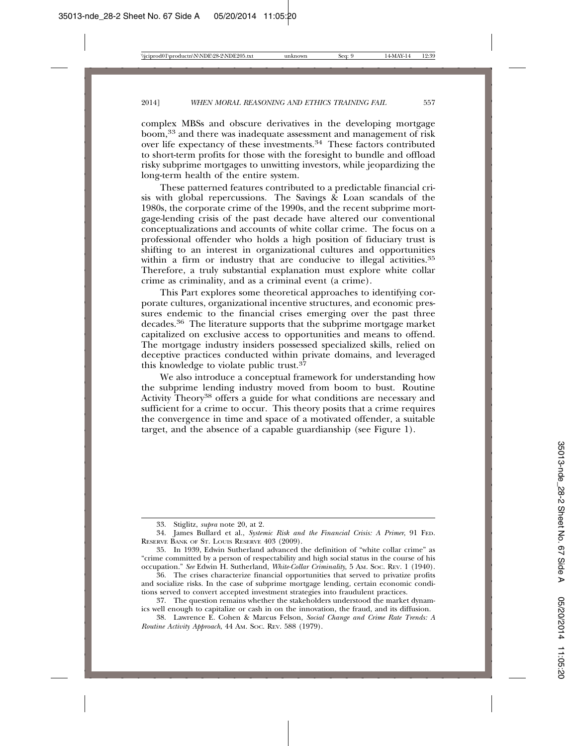complex MBSs and obscure derivatives in the developing mortgage boom,[33] and there was inadequate assessment and management of risk over life expectancy of these investments.[34] These factors contributed to short-term profits for those with the foresight to bundle and offload risky subprime mortgages to unwitting investors, while jeopardizing the long-term health of the entire system.

These patterned features contributed to a predictable financial crisis with global repercussions. The Savings & Loan scandals of the 1980s, the corporate crime of the 1990s, and the recent subprime mortgage-lending crisis of the past decade have altered our conventional conceptualizations and accounts of white collar crime. The focus on a professional offender who holds a high position of fiduciary trust is shifting to an interest in organizational cultures and opportunities within a firm or industry that are conducive to illegal activities.[35] Therefore, a truly substantial explanation must explore white collar crime as criminality, and as a criminal event (a crime).

This Part explores some theoretical approaches to identifying corporate cultures, organizational incentive structures, and economic pressures endemic to the financial crises emerging over the past three decades.[36] The literature supports that the subprime mortgage market capitalized on exclusive access to opportunities and means to offend. The mortgage industry insiders possessed specialized skills, relied on deceptive practices conducted within private domains, and leveraged this knowledge to violate public trust.[37]

We also introduce a conceptual framework for understanding how the subprime lending industry moved from boom to bust. Routine Activity Theory[38] offers a guide for what conditions are necessary and sufficient for a crime to occur. This theory posits that a crime requires the convergence in time and space of a motivated offender, a suitable target, and the absence of a capable guardianship (see Figure 1).

---

33. Stiglitz, *supra* note 20, at 2.

34. James Bullard et al., *Systemic Risk and the Financial Crisis: A Primer*, 91 FED. RESERVE BANK OF ST. LOUIS RESERVE 403 (2009).

35. In 1939, Edwin Sutherland advanced the definition of "white collar crime" as "crime committed by a person of respectability and high social status in the course of his occupation." *See* Edwin H. Sutherland, *White-Collar Criminality*, 5 AM. SOC. REV. 1 (1940).

36. The crises characterize financial opportunities that served to privatize profits and socialize risks. In the case of subprime mortgage lending, certain economic conditions served to convert accepted investment strategies into fraudulent practices.

37. The question remains whether the stakeholders understood the market dynamics well enough to capitalize or cash in on the innovation, the fraud, and its diffusion.

38. Lawrence E. Cohen & Marcus Felson, *Social Change and Crime Rate Trends: A Routine Activity Approach*, 44 AM. SOC. REV. 588 (1979).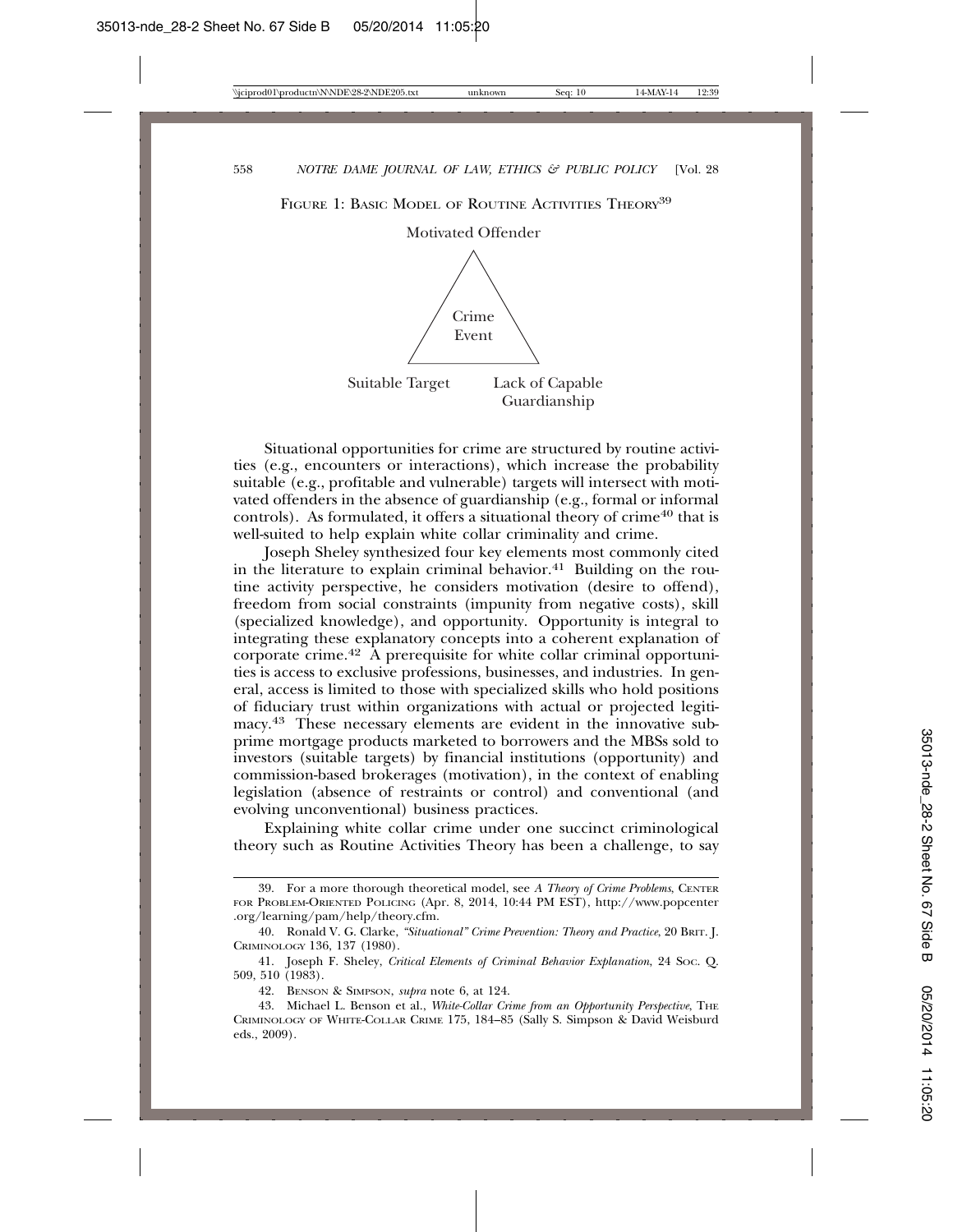FIGURE 1: BASIC MODEL OF ROUTINE ACTIVITIES THEORY[39]

Motivated Offender

Crime Event

Suitable Target　　Lack of Capable Guardianship

Situational opportunities for crime are structured by routine activities (e.g., encounters or interactions), which increase the probability suitable (e.g., profitable and vulnerable) targets will intersect with motivated offenders in the absence of guardianship (e.g., formal or informal controls). As formulated, it offers a situational theory of crime[40] that is well-suited to help explain white collar criminality and crime.

Joseph Sheley synthesized four key elements most commonly cited in the literature to explain criminal behavior.[41] Building on the routine activity perspective, he considers motivation (desire to offend), freedom from social constraints (impunity from negative costs), skill (specialized knowledge), and opportunity. Opportunity is integral to integrating these explanatory concepts into a coherent explanation of corporate crime.[42] A prerequisite for white collar criminal opportunities is access to exclusive professions, businesses, and industries. In general, access is limited to those with specialized skills who hold positions of fiduciary trust within organizations with actual or projected legitimacy.[43] These necessary elements are evident in the innovative subprime mortgage products marketed to borrowers and the MBSs sold to investors (suitable targets) by financial institutions (opportunity) and commission-based brokerages (motivation), in the context of enabling legislation (absence of restraints or control) and conventional (and evolving unconventional) business practices.

Explaining white collar crime under one succinct criminological theory such as Routine Activities Theory has been a challenge, to say

---

39. For a more thorough theoretical model, see *A Theory of Crime Problems*, CENTER FOR PROBLEM-ORIENTED POLICING (Apr. 8, 2014, 10:44 PM EST), http://www.popcenter.org/learning/pam/help/theory.cfm.

40. Ronald V. G. Clarke, *"Situational" Crime Prevention: Theory and Practice*, 20 BRIT. J. CRIMINOLOGY 136, 137 (1980).

41. Joseph F. Sheley, *Critical Elements of Criminal Behavior Explanation*, 24 SOC. Q. 509, 510 (1983).

42. BENSON & SIMPSON, *supra* note 6, at 124.

43. Michael L. Benson et al., *White-Collar Crime from an Opportunity Perspective*, THE CRIMINOLOGY OF WHITE-COLLAR CRIME 175, 184–85 (Sally S. Simpson & David Weisburd eds., 2009).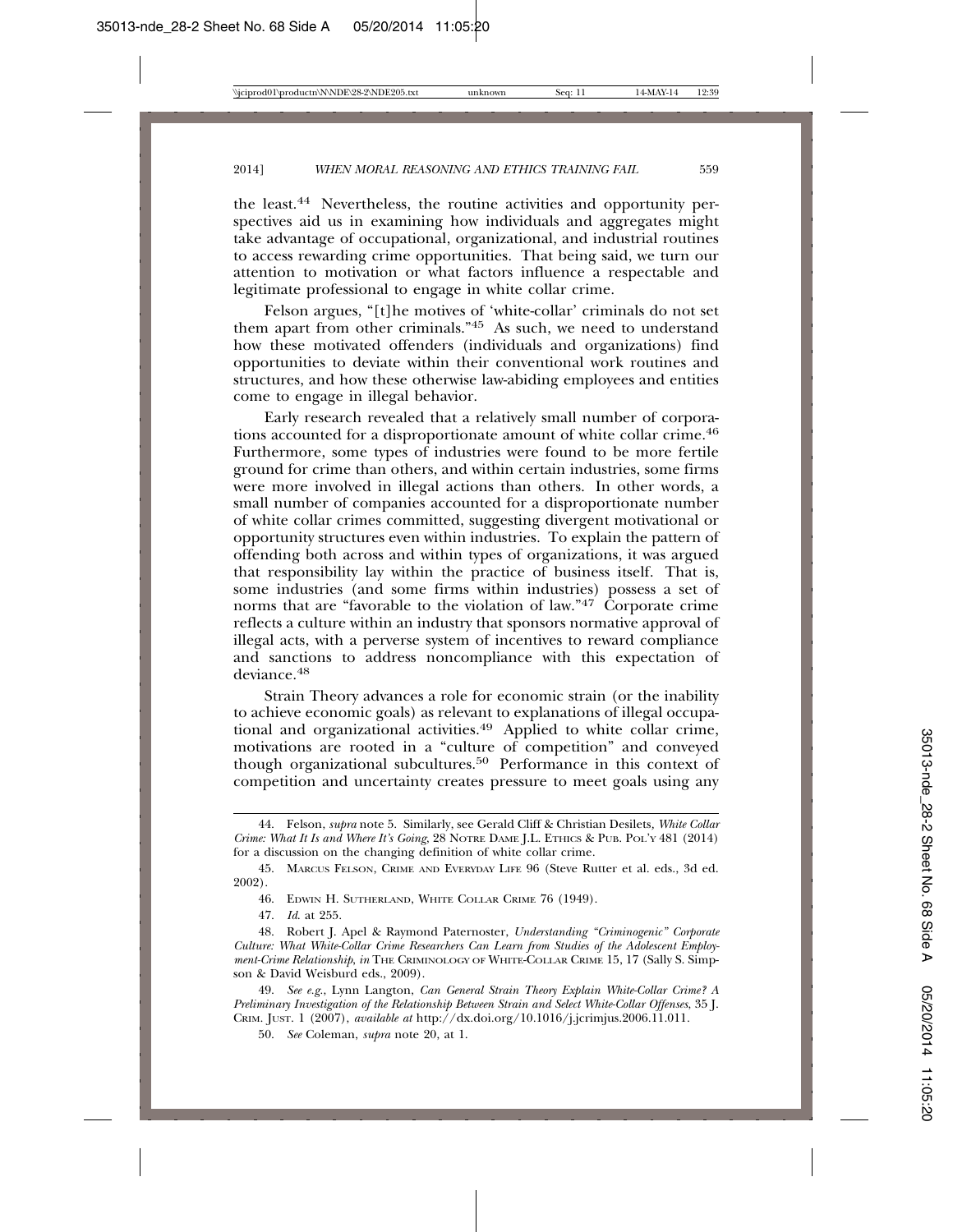the least.[44] Nevertheless, the routine activities and opportunity perspectives aid us in examining how individuals and aggregates might take advantage of occupational, organizational, and industrial routines to access rewarding crime opportunities. That being said, we turn our attention to motivation or what factors influence a respectable and legitimate professional to engage in white collar crime.

Felson argues, "[t]he motives of 'white-collar' criminals do not set them apart from other criminals."[45] As such, we need to understand how these motivated offenders (individuals and organizations) find opportunities to deviate within their conventional work routines and structures, and how these otherwise law-abiding employees and entities come to engage in illegal behavior.

Early research revealed that a relatively small number of corporations accounted for a disproportionate amount of white collar crime.[46] Furthermore, some types of industries were found to be more fertile ground for crime than others, and within certain industries, some firms were more involved in illegal actions than others. In other words, a small number of companies accounted for a disproportionate number of white collar crimes committed, suggesting divergent motivational or opportunity structures even within industries. To explain the pattern of offending both across and within types of organizations, it was argued that responsibility lay within the practice of business itself. That is, some industries (and some firms within industries) possess a set of norms that are "favorable to the violation of law."[47] Corporate crime reflects a culture within an industry that sponsors normative approval of illegal acts, with a perverse system of incentives to reward compliance and sanctions to address noncompliance with this expectation of deviance.[48]

Strain Theory advances a role for economic strain (or the inability to achieve economic goals) as relevant to explanations of illegal occupational and organizational activities.[49] Applied to white collar crime, motivations are rooted in a "culture of competition" and conveyed though organizational subcultures.[50] Performance in this context of competition and uncertainty creates pressure to meet goals using any

---

44. Felson, *supra* note 5. Similarly, see Gerald Cliff & Christian Desilets, *White Collar Crime: What It Is and Where It's Going*, 28 NOTRE DAME J.L. ETHICS & PUB. POL'Y 481 (2014) for a discussion on the changing definition of white collar crime.

45. MARCUS FELSON, CRIME AND EVERYDAY LIFE 96 (Steve Rutter et al. eds., 3d ed. 2002).

46. EDWIN H. SUTHERLAND, WHITE COLLAR CRIME 76 (1949).

47. *Id.* at 255.

48. Robert J. Apel & Raymond Paternoster, *Understanding "Criminogenic" Corporate Culture: What White-Collar Crime Researchers Can Learn from Studies of the Adolescent Employment-Crime Relationship*, *in* THE CRIMINOLOGY OF WHITE-COLLAR CRIME 15, 17 (Sally S. Simpson & David Weisburd eds., 2009).

49. *See e.g.*, Lynn Langton, *Can General Strain Theory Explain White-Collar Crime? A Preliminary Investigation of the Relationship Between Strain and Select White-Collar Offenses*, 35 J. CRIM. JUST. 1 (2007), *available at* http://dx.doi.org/10.1016/j.jcrimjus.2006.11.011.

50. *See* Coleman, *supra* note 20, at 1.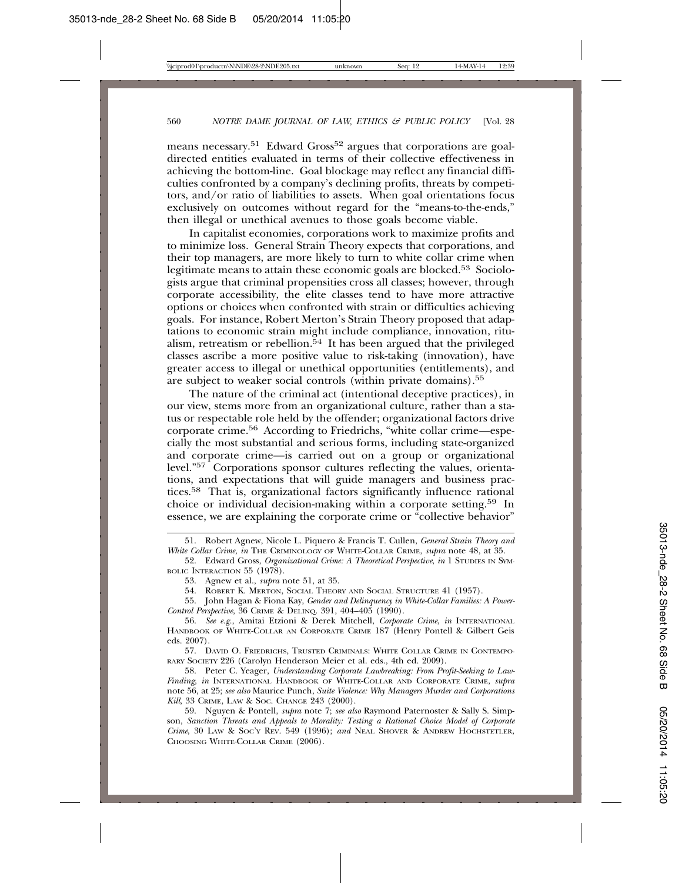means necessary.[51] Edward Gross[52] argues that corporations are goal-directed entities evaluated in terms of their collective effectiveness in achieving the bottom-line. Goal blockage may reflect any financial difficulties confronted by a company's declining profits, threats by competitors, and/or ratio of liabilities to assets. When goal orientations focus exclusively on outcomes without regard for the "means-to-the-ends," then illegal or unethical avenues to those goals become viable.

In capitalist economies, corporations work to maximize profits and to minimize loss. General Strain Theory expects that corporations, and their top managers, are more likely to turn to white collar crime when legitimate means to attain these economic goals are blocked.[53] Sociologists argue that criminal propensities cross all classes; however, through corporate accessibility, the elite classes tend to have more attractive options or choices when confronted with strain or difficulties achieving goals. For instance, Robert Merton's Strain Theory proposed that adaptations to economic strain might include compliance, innovation, ritualism, retreatism or rebellion.[54] It has been argued that the privileged classes ascribe a more positive value to risk-taking (innovation), have greater access to illegal or unethical opportunities (entitlements), and are subject to weaker social controls (within private domains).[55]

The nature of the criminal act (intentional deceptive practices), in our view, stems more from an organizational culture, rather than a status or respectable role held by the offender; organizational factors drive corporate crime.[56] According to Friedrichs, "white collar crime—especially the most substantial and serious forms, including state-organized and corporate crime—is carried out on a group or organizational level."[57] Corporations sponsor cultures reflecting the values, orientations, and expectations that will guide managers and business practices.[58] That is, organizational factors significantly influence rational choice or individual decision-making within a corporate setting.[59] In essence, we are explaining the corporate crime or "collective behavior"

---

51. Robert Agnew, Nicole L. Piquero & Francis T. Cullen, *General Strain Theory and White Collar Crime*, *in* The Criminology of White-Collar Crime, *supra* note 48, at 35.

52. Edward Gross, *Organizational Crime: A Theoretical Perspective*, *in* 1 Studies in Symbolic Interaction 55 (1978).

53. Agnew et al., *supra* note 51, at 35.

54. Robert K. Merton, Social Theory and Social Structure 41 (1957).

55. John Hagan & Fiona Kay, *Gender and Delinquency in White-Collar Families: A Power-Control Perspective*, 36 Crime & Delinq. 391, 404–405 (1990).

56. *See e.g.*, Amitai Etzioni & Derek Mitchell, *Corporate Crime*, *in* International Handbook of White-Collar an Corporate Crime 187 (Henry Pontell & Gilbert Geis eds. 2007).

57. David O. Friedrichs, Trusted Criminals: White Collar Crime in Contemporary Society 226 (Carolyn Henderson Meier et al. eds., 4th ed. 2009).

58. Peter C. Yeager, *Understanding Corporate Lawbreaking: From Profit-Seeking to Law-Finding*, *in* International Handbook of White-Collar and Corporate Crime, *supra* note 56, at 25; *see also* Maurice Punch, *Suite Violence: Why Managers Murder and Corporations Kill*, 33 Crime, Law & Soc. Change 243 (2000).

59. Nguyen & Pontell, *supra* note 7; *see also* Raymond Paternoster & Sally S. Simpson, *Sanction Threats and Appeals to Morality: Testing a Rational Choice Model of Corporate Crime*, 30 Law & Soc'y Rev. 549 (1996); *and* Neal Shover & Andrew Hochstetler, Choosing White-Collar Crime (2006).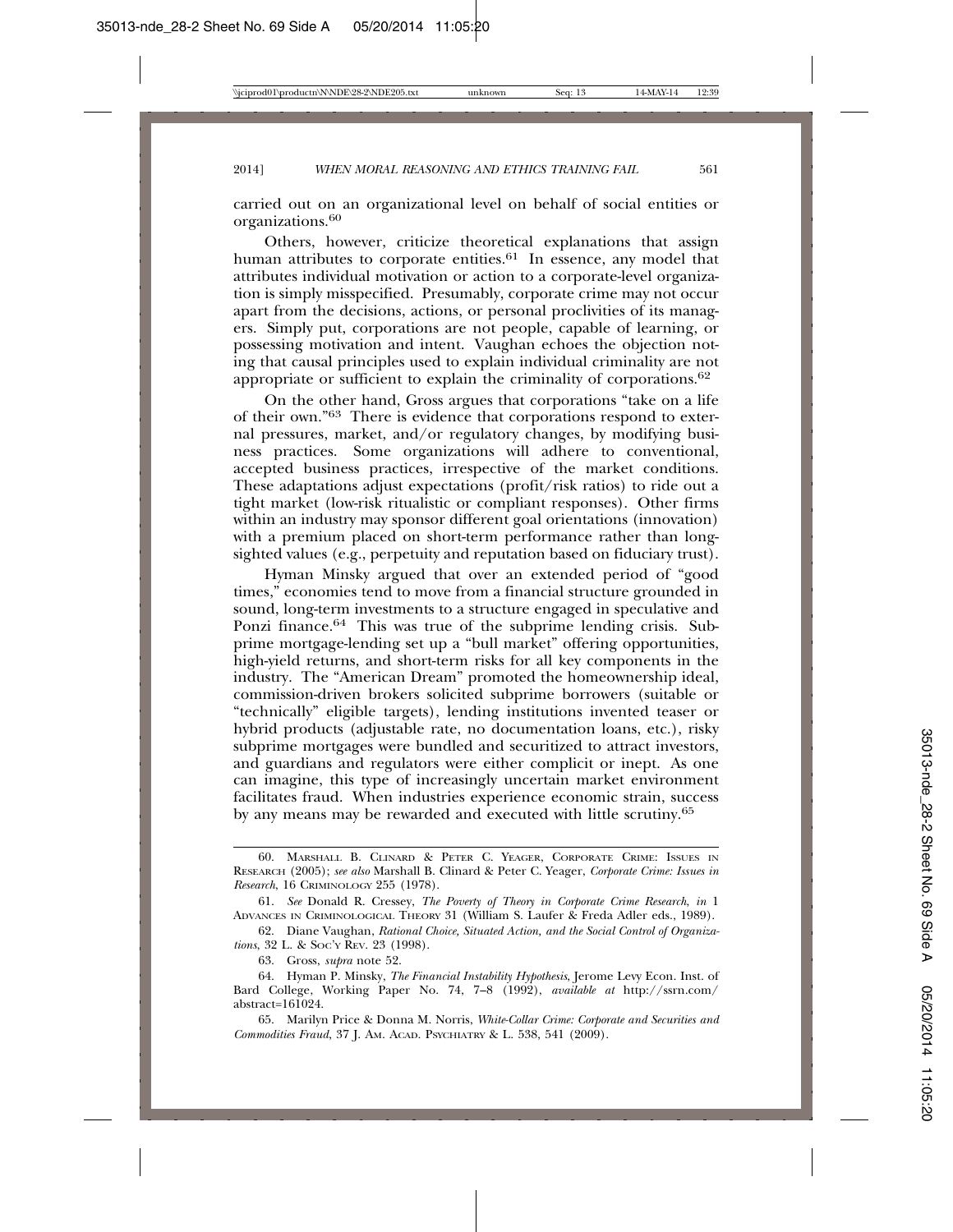carried out on an organizational level on behalf of social entities or organizations.[60]

Others, however, criticize theoretical explanations that assign human attributes to corporate entities.[61] In essence, any model that attributes individual motivation or action to a corporate-level organization is simply misspecified. Presumably, corporate crime may not occur apart from the decisions, actions, or personal proclivities of its managers. Simply put, corporations are not people, capable of learning, or possessing motivation and intent. Vaughan echoes the objection noting that causal principles used to explain individual criminality are not appropriate or sufficient to explain the criminality of corporations.[62]

On the other hand, Gross argues that corporations "take on a life of their own."[63] There is evidence that corporations respond to external pressures, market, and/or regulatory changes, by modifying business practices. Some organizations will adhere to conventional, accepted business practices, irrespective of the market conditions. These adaptations adjust expectations (profit/risk ratios) to ride out a tight market (low-risk ritualistic or compliant responses). Other firms within an industry may sponsor different goal orientations (innovation) with a premium placed on short-term performance rather than long-sighted values (e.g., perpetuity and reputation based on fiduciary trust).

Hyman Minsky argued that over an extended period of "good times," economies tend to move from a financial structure grounded in sound, long-term investments to a structure engaged in speculative and Ponzi finance.[64] This was true of the subprime lending crisis. Subprime mortgage-lending set up a "bull market" offering opportunities, high-yield returns, and short-term risks for all key components in the industry. The "American Dream" promoted the homeownership ideal, commission-driven brokers solicited subprime borrowers (suitable or "technically" eligible targets), lending institutions invented teaser or hybrid products (adjustable rate, no documentation loans, etc.), risky subprime mortgages were bundled and securitized to attract investors, and guardians and regulators were either complicit or inept. As one can imagine, this type of increasingly uncertain market environment facilitates fraud. When industries experience economic strain, success by any means may be rewarded and executed with little scrutiny.[65]

---

60. Marshall B. Clinard & Peter C. Yeager, Corporate Crime: Issues in Research (2005); *see also* Marshall B. Clinard & Peter C. Yeager, *Corporate Crime: Issues in Research*, 16 Criminology 255 (1978).

61. *See* Donald R. Cressey, *The Poverty of Theory in Corporate Crime Research*, *in* 1 Advances in Criminological Theory 31 (William S. Laufer & Freda Adler eds., 1989).

62. Diane Vaughan, *Rational Choice, Situated Action, and the Social Control of Organizations*, 32 L. & Soc'y Rev. 23 (1998).

63. Gross, *supra* note 52.

64. Hyman P. Minsky, *The Financial Instability Hypothesis*, Jerome Levy Econ. Inst. of Bard College, Working Paper No. 74, 7–8 (1992), *available at* http://ssrn.com/abstract=161024.

65. Marilyn Price & Donna M. Norris, *White-Collar Crime: Corporate and Securities and Commodities Fraud*, 37 J. Am. Acad. Psychiatry & L. 538, 541 (2009).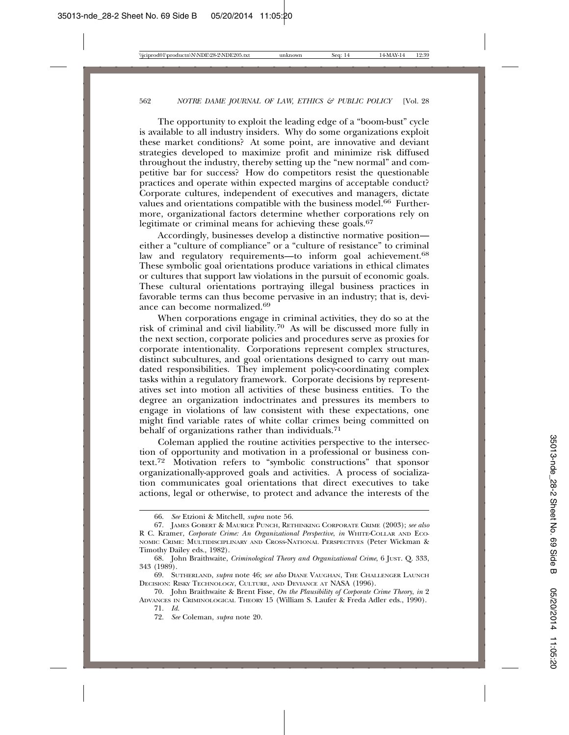The opportunity to exploit the leading edge of a "boom-bust" cycle is available to all industry insiders. Why do some organizations exploit these market conditions? At some point, are innovative and deviant strategies developed to maximize profit and minimize risk diffused throughout the industry, thereby setting up the "new normal" and competitive bar for success? How do competitors resist the questionable practices and operate within expected margins of acceptable conduct? Corporate cultures, independent of executives and managers, dictate values and orientations compatible with the business model.[66] Furthermore, organizational factors determine whether corporations rely on legitimate or criminal means for achieving these goals.[67]

Accordingly, businesses develop a distinctive normative position—either a "culture of compliance" or a "culture of resistance" to criminal law and regulatory requirements—to inform goal achievement.[68] These symbolic goal orientations produce variations in ethical climates or cultures that support law violations in the pursuit of economic goals. These cultural orientations portraying illegal business practices in favorable terms can thus become pervasive in an industry; that is, deviance can become normalized.[69]

When corporations engage in criminal activities, they do so at the risk of criminal and civil liability.[70] As will be discussed more fully in the next section, corporate policies and procedures serve as proxies for corporate intentionality. Corporations represent complex structures, distinct subcultures, and goal orientations designed to carry out mandated responsibilities. They implement policy-coordinating complex tasks within a regulatory framework. Corporate decisions by representatives set into motion all activities of these business entities. To the degree an organization indoctrinates and pressures its members to engage in violations of law consistent with these expectations, one might find variable rates of white collar crimes being committed on behalf of organizations rather than individuals.[71]

Coleman applied the routine activities perspective to the intersection of opportunity and motivation in a professional or business context.[72] Motivation refers to "symbolic constructions" that sponsor organizationally-approved goals and activities. A process of socialization communicates goal orientations that direct executives to take actions, legal or otherwise, to protect and advance the interests of the

---

66. *See* Etzioni & Mitchell, *supra* note 56.

67. James Gobert & Maurice Punch, Rethinking Corporate Crime (2003); *see also* R C. Kramer, *Corporate Crime: An Organizational Perspective*, *in* White-Collar and Economic Crime: Multidisciplinary and Cross-National Perspectives (Peter Wickman & Timothy Dailey eds., 1982).

68. John Braithwaite, *Criminological Theory and Organizational Crime*, 6 Just. Q. 333, 343 (1989).

69. Sutherland, *supra* note 46; *see also* Diane Vaughan, The Challenger Launch Decision: Risky Technology, Culture, and Deviance at NASA (1996).

70. John Braithwaite & Brent Fisse, *On the Plausibility of Corporate Crime Theory*, *in* 2 Advances in Criminological Theory 15 (William S. Laufer & Freda Adler eds., 1990).

71. *Id.*

72. *See* Coleman, *supra* note 20.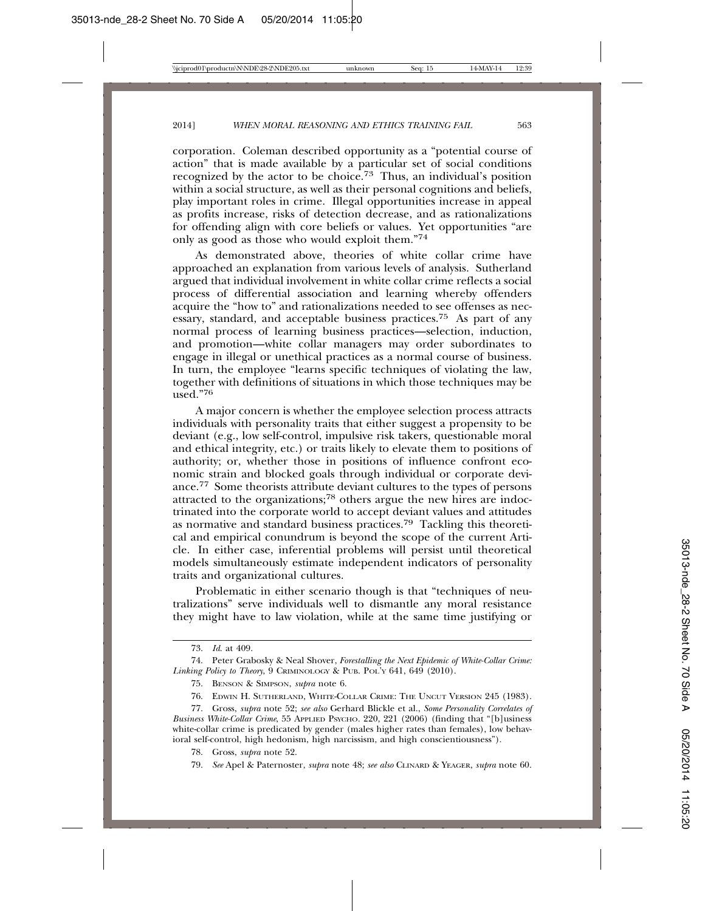corporation. Coleman described opportunity as a "potential course of action" that is made available by a particular set of social conditions recognized by the actor to be choice.[73] Thus, an individual's position within a social structure, as well as their personal cognitions and beliefs, play important roles in crime. Illegal opportunities increase in appeal as profits increase, risks of detection decrease, and as rationalizations for offending align with core beliefs or values. Yet opportunities "are only as good as those who would exploit them."[74]

As demonstrated above, theories of white collar crime have approached an explanation from various levels of analysis. Sutherland argued that individual involvement in white collar crime reflects a social process of differential association and learning whereby offenders acquire the "how to" and rationalizations needed to see offenses as necessary, standard, and acceptable business practices.[75] As part of any normal process of learning business practices—selection, induction, and promotion—white collar managers may order subordinates to engage in illegal or unethical practices as a normal course of business. In turn, the employee "learns specific techniques of violating the law, together with definitions of situations in which those techniques may be used."[76]

A major concern is whether the employee selection process attracts individuals with personality traits that either suggest a propensity to be deviant (e.g., low self-control, impulsive risk takers, questionable moral and ethical integrity, etc.) or traits likely to elevate them to positions of authority; or, whether those in positions of influence confront economic strain and blocked goals through individual or corporate deviance.[77] Some theorists attribute deviant cultures to the types of persons attracted to the organizations;[78] others argue the new hires are indoctrinated into the corporate world to accept deviant values and attitudes as normative and standard business practices.[79] Tackling this theoretical and empirical conundrum is beyond the scope of the current Article. In either case, inferential problems will persist until theoretical models simultaneously estimate independent indicators of personality traits and organizational cultures.

Problematic in either scenario though is that "techniques of neutralizations" serve individuals well to dismantle any moral resistance they might have to law violation, while at the same time justifying or

---

73. *Id.* at 409.

74. Peter Grabosky & Neal Shover, *Forestalling the Next Epidemic of White-Collar Crime: Linking Policy to Theory*, 9 CRIMINOLOGY & PUB. POL'Y 641, 649 (2010).

75. BENSON & SIMPSON, *supra* note 6.

76. EDWIN H. SUTHERLAND, WHITE-COLLAR CRIME: THE UNCUT VERSION 245 (1983).

77. Gross, *supra* note 52; *see also* Gerhard Blickle et al., *Some Personality Correlates of Business White-Collar Crime*, 55 APPLIED PSYCHO. 220, 221 (2006) (finding that "[b]usiness white-collar crime is predicated by gender (males higher rates than females), low behavioral self-control, high hedonism, high narcissism, and high conscientiousness").

78. Gross, *supra* note 52.

79. *See* Apel & Paternoster, *supra* note 48; *see also* CLINARD & YEAGER, *supra* note 60.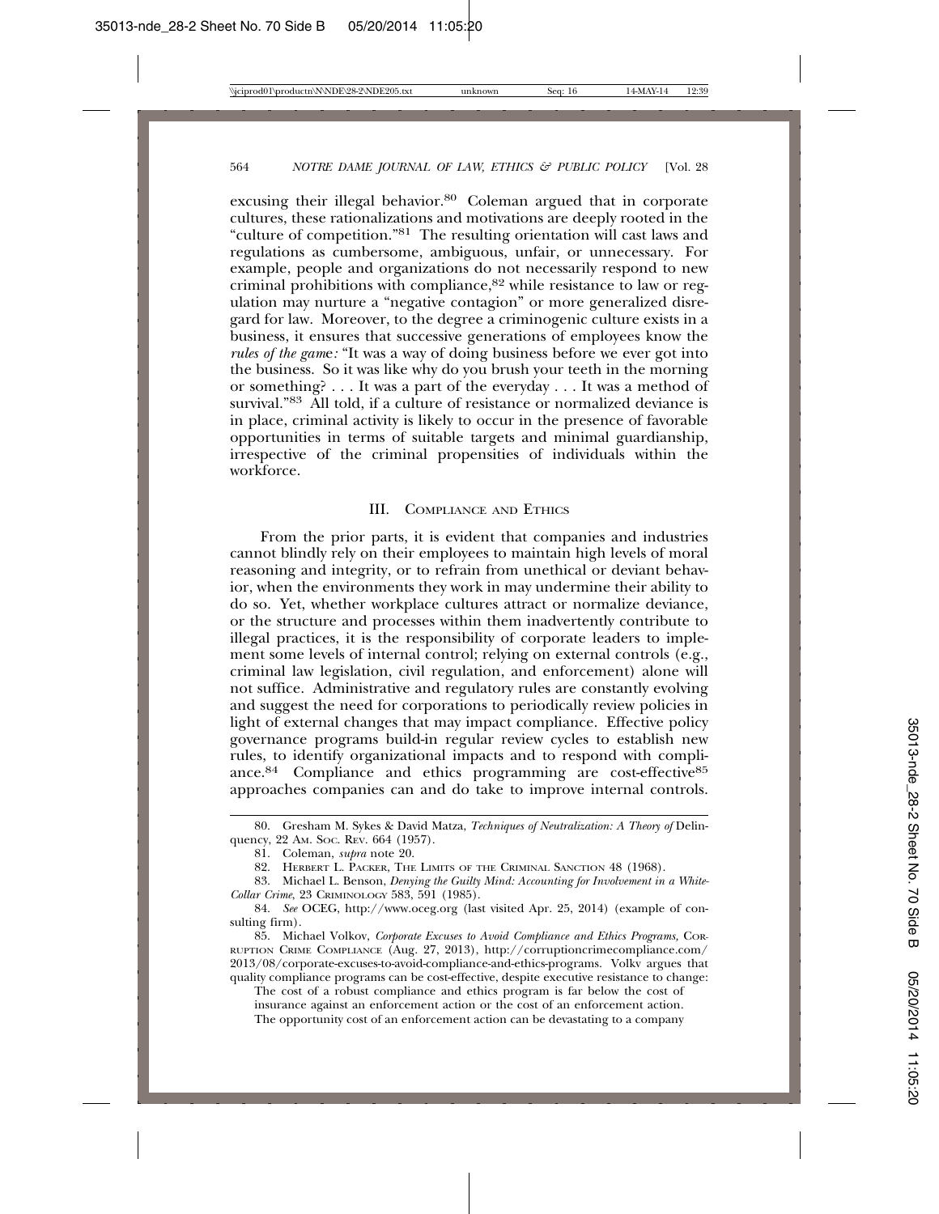excusing their illegal behavior.[80] Coleman argued that in corporate cultures, these rationalizations and motivations are deeply rooted in the "culture of competition."[81] The resulting orientation will cast laws and regulations as cumbersome, ambiguous, unfair, or unnecessary. For example, people and organizations do not necessarily respond to new criminal prohibitions with compliance,[82] while resistance to law or regulation may nurture a "negative contagion" or more generalized disregard for law. Moreover, to the degree a criminogenic culture exists in a business, it ensures that successive generations of employees know the *rules of the game:* "It was a way of doing business before we ever got into the business. So it was like why do you brush your teeth in the morning or something? . . . It was a part of the everyday . . . It was a method of survival."[83] All told, if a culture of resistance or normalized deviance is in place, criminal activity is likely to occur in the presence of favorable opportunities in terms of suitable targets and minimal guardianship, irrespective of the criminal propensities of individuals within the workforce.

## III. Compliance and Ethics

From the prior parts, it is evident that companies and industries cannot blindly rely on their employees to maintain high levels of moral reasoning and integrity, or to refrain from unethical or deviant behavior, when the environments they work in may undermine their ability to do so. Yet, whether workplace cultures attract or normalize deviance, or the structure and processes within them inadvertently contribute to illegal practices, it is the responsibility of corporate leaders to implement some levels of internal control; relying on external controls (e.g., criminal law legislation, civil regulation, and enforcement) alone will not suffice. Administrative and regulatory rules are constantly evolving and suggest the need for corporations to periodically review policies in light of external changes that may impact compliance. Effective policy governance programs build-in regular review cycles to establish new rules, to identify organizational impacts and to respond with compliance.[84] Compliance and ethics programming are cost-effective[85] approaches companies can and do take to improve internal controls.

---

80. Gresham M. Sykes & David Matza, *Techniques of Neutralization: A Theory of* Delinquency, 22 Am. Soc. Rev. 664 (1957).

81. Coleman, *supra* note 20.

82. Herbert L. Packer, The Limits of the Criminal Sanction 48 (1968).

83. Michael L. Benson, *Denying the Guilty Mind: Accounting for Involvement in a White-Collar Crime*, 23 Criminology 583, 591 (1985).

84. *See* OCEG, http://www.oceg.org (last visited Apr. 25, 2014) (example of consulting firm).

85. Michael Volkov, *Corporate Excuses to Avoid Compliance and Ethics Programs,* Corruption Crime Compliance (Aug. 27, 2013), http://corruptioncrimecompliance.com/2013/08/corporate-excuses-to-avoid-compliance-and-ethics-programs. Volkv argues that quality compliance programs can be cost-effective, despite executive resistance to change:

> The cost of a robust compliance and ethics program is far below the cost of insurance against an enforcement action or the cost of an enforcement action. The opportunity cost of an enforcement action can be devastating to a company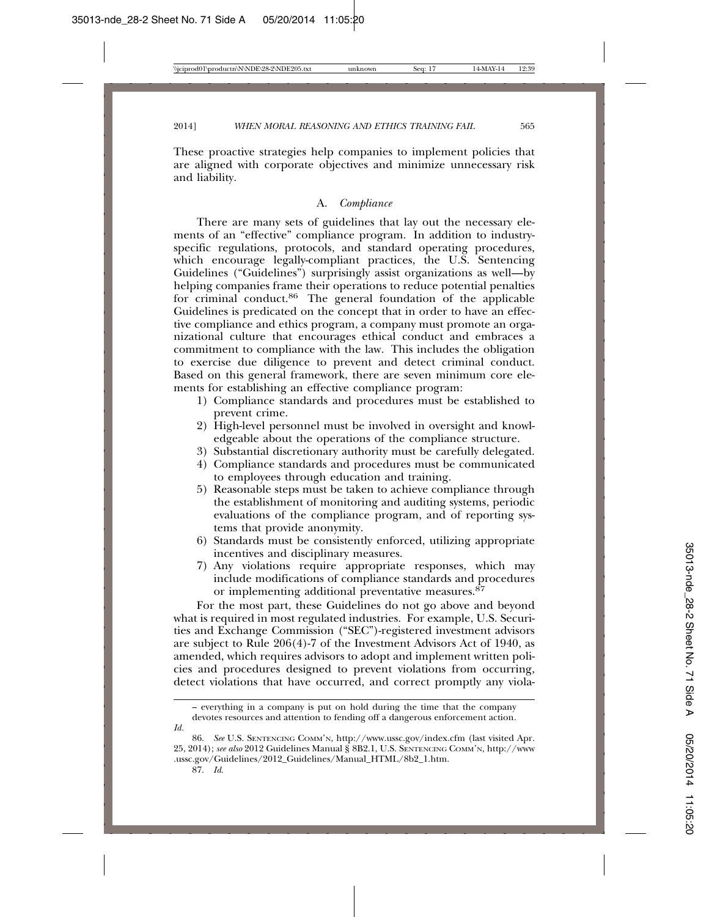These proactive strategies help companies to implement policies that are aligned with corporate objectives and minimize unnecessary risk and liability.

### A. *Compliance*

There are many sets of guidelines that lay out the necessary elements of an "effective" compliance program. In addition to industry-specific regulations, protocols, and standard operating procedures, which encourage legally-compliant practices, the U.S. Sentencing Guidelines ("Guidelines") surprisingly assist organizations as well—by helping companies frame their operations to reduce potential penalties for criminal conduct.[86] The general foundation of the applicable Guidelines is predicated on the concept that in order to have an effective compliance and ethics program, a company must promote an organizational culture that encourages ethical conduct and embraces a commitment to compliance with the law. This includes the obligation to exercise due diligence to prevent and detect criminal conduct. Based on this general framework, there are seven minimum core elements for establishing an effective compliance program:

1) Compliance standards and procedures must be established to prevent crime.
2) High-level personnel must be involved in oversight and knowledgeable about the operations of the compliance structure.
3) Substantial discretionary authority must be carefully delegated.
4) Compliance standards and procedures must be communicated to employees through education and training.
5) Reasonable steps must be taken to achieve compliance through the establishment of monitoring and auditing systems, periodic evaluations of the compliance program, and of reporting systems that provide anonymity.
6) Standards must be consistently enforced, utilizing appropriate incentives and disciplinary measures.
7) Any violations require appropriate responses, which may include modifications of compliance standards and procedures or implementing additional preventative measures.[87]

For the most part, these Guidelines do not go above and beyond what is required in most regulated industries. For example, U.S. Securities and Exchange Commission ("SEC")-registered investment advisors are subject to Rule 206(4)-7 of the Investment Advisors Act of 1940, as amended, which requires advisors to adopt and implement written policies and procedures designed to prevent violations from occurring, detect violations that have occurred, and correct promptly any viola-

---

– everything in a company is put on hold during the time that the company devotes resources and attention to fending off a dangerous enforcement action.

*Id.*

86. *See* U.S. Sentencing Comm'n, http://www.ussc.gov/index.cfm (last visited Apr. 25, 2014); *see also* 2012 Guidelines Manual § 8B2.1, U.S. Sentencing Comm'n, http://www.ussc.gov/Guidelines/2012_Guidelines/Manual_HTML/8b2_1.htm.

87. *Id.*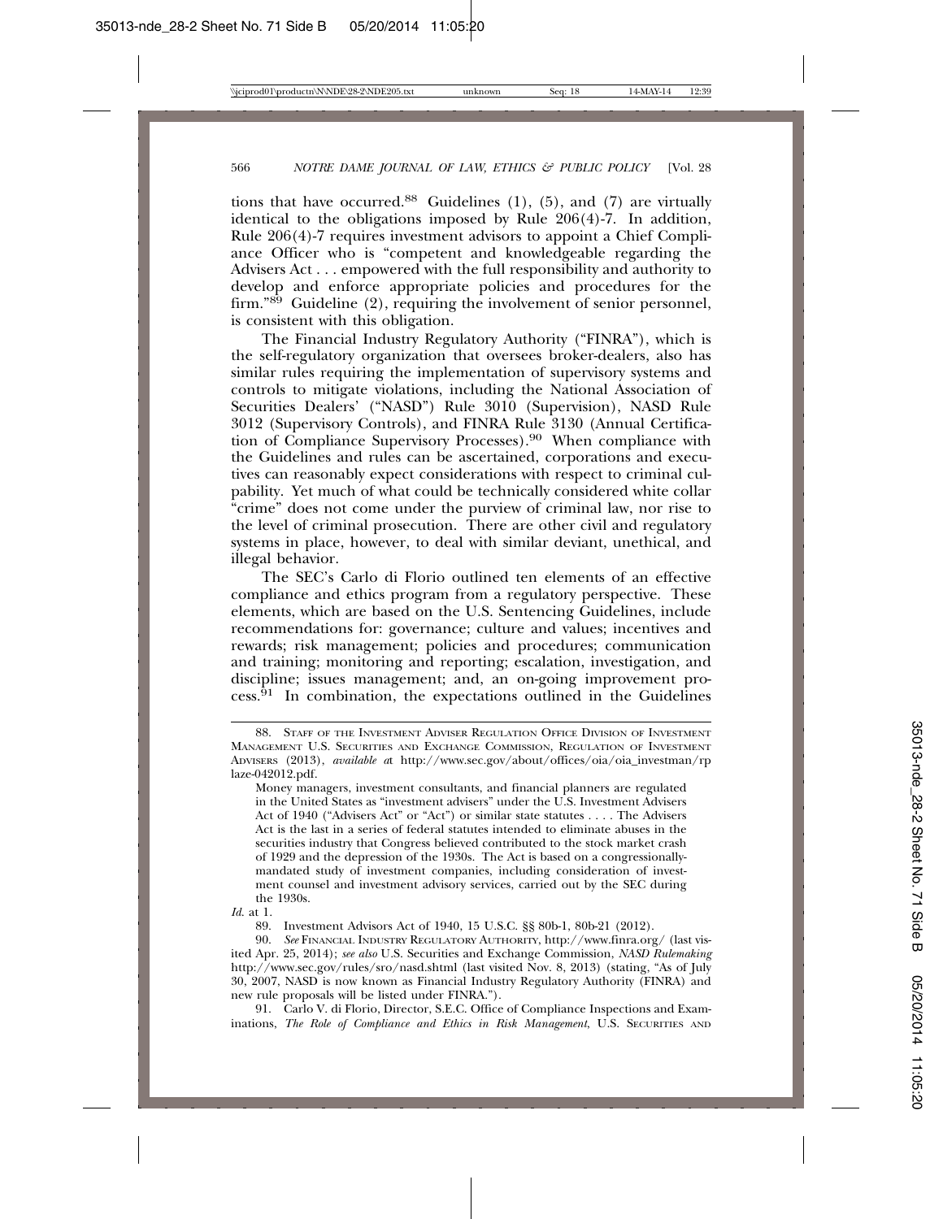tions that have occurred.[88] Guidelines (1), (5), and (7) are virtually identical to the obligations imposed by Rule 206(4)-7. In addition, Rule 206(4)-7 requires investment advisors to appoint a Chief Compliance Officer who is "competent and knowledgeable regarding the Advisers Act . . . empowered with the full responsibility and authority to develop and enforce appropriate policies and procedures for the firm."[89] Guideline (2), requiring the involvement of senior personnel, is consistent with this obligation.

The Financial Industry Regulatory Authority ("FINRA"), which is the self-regulatory organization that oversees broker-dealers, also has similar rules requiring the implementation of supervisory systems and controls to mitigate violations, including the National Association of Securities Dealers' ("NASD") Rule 3010 (Supervision), NASD Rule 3012 (Supervisory Controls), and FINRA Rule 3130 (Annual Certification of Compliance Supervisory Processes).[90] When compliance with the Guidelines and rules can be ascertained, corporations and executives can reasonably expect considerations with respect to criminal culpability. Yet much of what could be technically considered white collar "crime" does not come under the purview of criminal law, nor rise to the level of criminal prosecution. There are other civil and regulatory systems in place, however, to deal with similar deviant, unethical, and illegal behavior.

The SEC's Carlo di Florio outlined ten elements of an effective compliance and ethics program from a regulatory perspective. These elements, which are based on the U.S. Sentencing Guidelines, include recommendations for: governance; culture and values; incentives and rewards; risk management; policies and procedures; communication and training; monitoring and reporting; escalation, investigation, and discipline; issues management; and, an on-going improvement process.[91] In combination, the expectations outlined in the Guidelines

---

88. Staff of the Investment Adviser Regulation Office Division of Investment Management U.S. Securities and Exchange Commission, Regulation of Investment Advisers (2013), *available at* http://www.sec.gov/about/offices/oia/oia_investman/rplaze-042012.pdf.

> Money managers, investment consultants, and financial planners are regulated in the United States as "investment advisers" under the U.S. Investment Advisers Act of 1940 ("Advisers Act" or "Act") or similar state statutes . . . . The Advisers Act is the last in a series of federal statutes intended to eliminate abuses in the securities industry that Congress believed contributed to the stock market crash of 1929 and the depression of the 1930s. The Act is based on a congressionally-mandated study of investment companies, including consideration of investment counsel and investment advisory services, carried out by the SEC during the 1930s.

*Id.* at 1.

89. Investment Advisors Act of 1940, 15 U.S.C. §§ 80b-1, 80b-21 (2012).

90. *See* Financial Industry Regulatory Authority, http://www.finra.org/ (last visited Apr. 25, 2014); *see also* U.S. Securities and Exchange Commission, *NASD Rulemaking* http://www.sec.gov/rules/sro/nasd.shtml (last visited Nov. 8, 2013) (stating, "As of July 30, 2007, NASD is now known as Financial Industry Regulatory Authority (FINRA) and new rule proposals will be listed under FINRA.").

91. Carlo V. di Florio, Director, S.E.C. Office of Compliance Inspections and Examinations, *The Role of Compliance and Ethics in Risk Management*, U.S. Securities and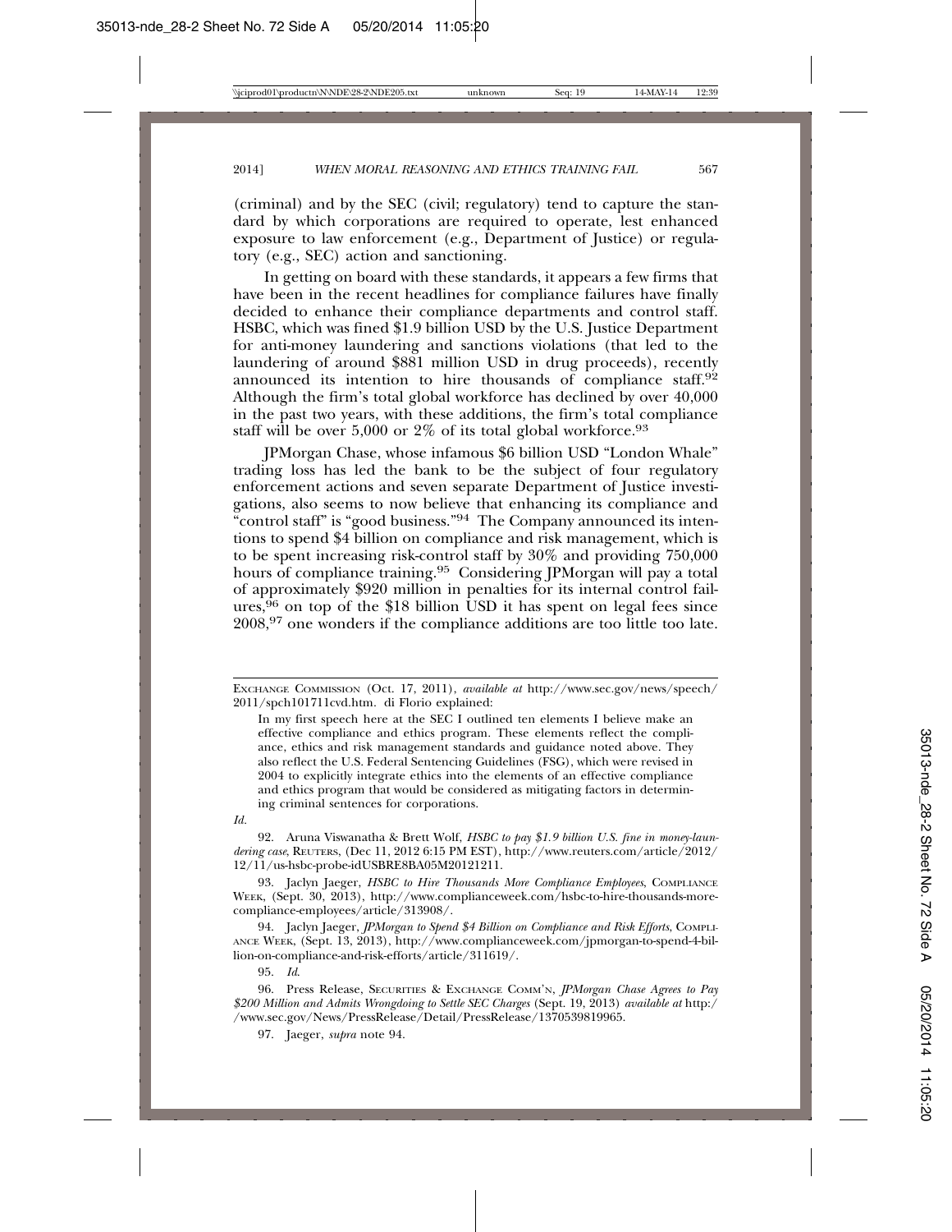(criminal) and by the SEC (civil; regulatory) tend to capture the standard by which corporations are required to operate, lest enhanced exposure to law enforcement (e.g., Department of Justice) or regulatory (e.g., SEC) action and sanctioning.

In getting on board with these standards, it appears a few firms that have been in the recent headlines for compliance failures have finally decided to enhance their compliance departments and control staff. HSBC, which was fined $1.9 billion USD by the U.S. Justice Department for anti-money laundering and sanctions violations (that led to the laundering of around $881 million USD in drug proceeds), recently announced its intention to hire thousands of compliance staff.[92] Although the firm's total global workforce has declined by over 40,000 in the past two years, with these additions, the firm's total compliance staff will be over 5,000 or 2% of its total global workforce.[93]

JPMorgan Chase, whose infamous $6 billion USD "London Whale" trading loss has led the bank to be the subject of four regulatory enforcement actions and seven separate Department of Justice investigations, also seems to now believe that enhancing its compliance and "control staff" is "good business."[94] The Company announced its intentions to spend $4 billion on compliance and risk management, which is to be spent increasing risk-control staff by 30% and providing 750,000 hours of compliance training.[95] Considering JPMorgan will pay a total of approximately $920 million in penalties for its internal control failures,[96] on top of the $18 billion USD it has spent on legal fees since 2008,[97] one wonders if the compliance additions are too little too late.

---

EXCHANGE COMMISSION (Oct. 17, 2011), *available at* http://www.sec.gov/news/speech/2011/spch101711cvd.htm. di Florio explained:

> In my first speech here at the SEC I outlined ten elements I believe make an effective compliance and ethics program. These elements reflect the compliance, ethics and risk management standards and guidance noted above. They also reflect the U.S. Federal Sentencing Guidelines (FSG), which were revised in 2004 to explicitly integrate ethics into the elements of an effective compliance and ethics program that would be considered as mitigating factors in determining criminal sentences for corporations.

*Id.*

92. Aruna Viswanatha & Brett Wolf, *HSBC to pay $1.9 billion U.S. fine in money-laundering case*, REUTERS, (Dec 11, 2012 6:15 PM EST), http://www.reuters.com/article/2012/12/11/us-hsbc-probe-idUSBRE8BA05M20121211.

93. Jaclyn Jaeger, *HSBC to Hire Thousands More Compliance Employees*, COMPLIANCE WEEK, (Sept. 30, 2013), http://www.complianceweek.com/hsbc-to-hire-thousands-more-compliance-employees/article/313908/.

94. Jaclyn Jaeger, *JPMorgan to Spend $4 Billion on Compliance and Risk Efforts*, COMPLIANCE WEEK, (Sept. 13, 2013), http://www.complianceweek.com/jpmorgan-to-spend-4-billion-on-compliance-and-risk-efforts/article/311619/.

95. *Id.*

96. Press Release, SECURITIES & EXCHANGE COMM'N, *JPMorgan Chase Agrees to Pay $200 Million and Admits Wrongdoing to Settle SEC Charges* (Sept. 19, 2013) *available at* http://www.sec.gov/News/PressRelease/Detail/PressRelease/1370539819965.

97. Jaeger, *supra* note 94.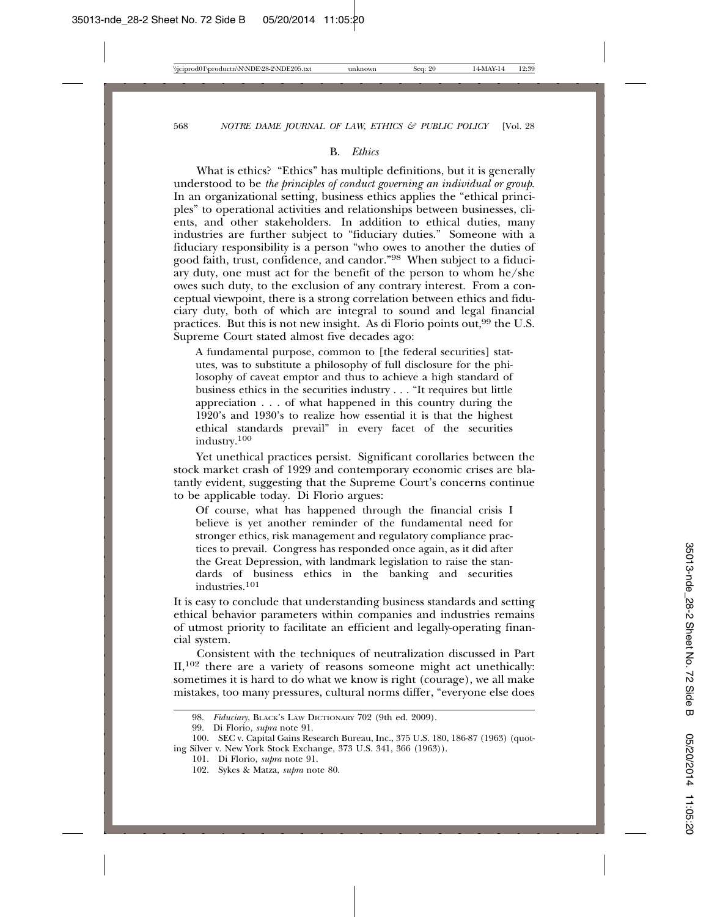### B. *Ethics*

What is ethics? "Ethics" has multiple definitions, but it is generally understood to be *the principles of conduct governing an individual or group*. In an organizational setting, business ethics applies the "ethical principles" to operational activities and relationships between businesses, clients, and other stakeholders. In addition to ethical duties, many industries are further subject to "fiduciary duties." Someone with a fiduciary responsibility is a person "who owes to another the duties of good faith, trust, confidence, and candor."[98] When subject to a fiduciary duty, one must act for the benefit of the person to whom he/she owes such duty, to the exclusion of any contrary interest. From a conceptual viewpoint, there is a strong correlation between ethics and fiduciary duty, both of which are integral to sound and legal financial practices. But this is not new insight. As di Florio points out,[99] the U.S. Supreme Court stated almost five decades ago:

> A fundamental purpose, common to [the federal securities] statutes, was to substitute a philosophy of full disclosure for the philosophy of caveat emptor and thus to achieve a high standard of business ethics in the securities industry . . . "It requires but little appreciation . . . of what happened in this country during the 1920's and 1930's to realize how essential it is that the highest ethical standards prevail" in every facet of the securities industry.[100]

Yet unethical practices persist. Significant corollaries between the stock market crash of 1929 and contemporary economic crises are blatantly evident, suggesting that the Supreme Court's concerns continue to be applicable today. Di Florio argues:

> Of course, what has happened through the financial crisis I believe is yet another reminder of the fundamental need for stronger ethics, risk management and regulatory compliance practices to prevail. Congress has responded once again, as it did after the Great Depression, with landmark legislation to raise the standards of business ethics in the banking and securities industries.[101]

It is easy to conclude that understanding business standards and setting ethical behavior parameters within companies and industries remains of utmost priority to facilitate an efficient and legally-operating financial system.

Consistent with the techniques of neutralization discussed in Part II,[102] there are a variety of reasons someone might act unethically: sometimes it is hard to do what we know is right (courage), we all make mistakes, too many pressures, cultural norms differ, "everyone else does

---

98. *Fiduciary*, BLACK'S LAW DICTIONARY 702 (9th ed. 2009).

99. Di Florio, *supra* note 91.

100. SEC v. Capital Gains Research Bureau, Inc., 375 U.S. 180, 186-87 (1963) (quoting Silver v. New York Stock Exchange, 373 U.S. 341, 366 (1963)).

101. Di Florio, *supra* note 91.

102. Sykes & Matza, *supra* note 80.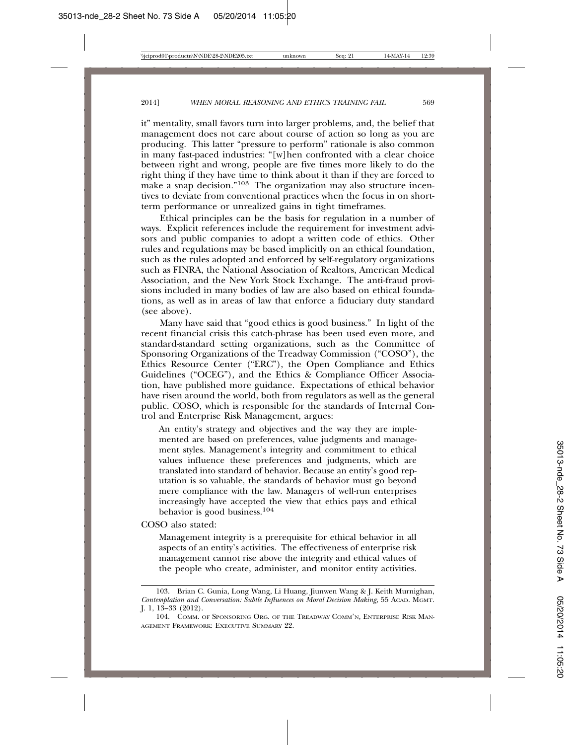it" mentality, small favors turn into larger problems, and, the belief that management does not care about course of action so long as you are producing. This latter "pressure to perform" rationale is also common in many fast-paced industries: "[w]hen confronted with a clear choice between right and wrong, people are five times more likely to do the right thing if they have time to think about it than if they are forced to make a snap decision."[103] The organization may also structure incentives to deviate from conventional practices when the focus in on short-term performance or unrealized gains in tight timeframes.

Ethical principles can be the basis for regulation in a number of ways. Explicit references include the requirement for investment advisors and public companies to adopt a written code of ethics. Other rules and regulations may be based implicitly on an ethical foundation, such as the rules adopted and enforced by self-regulatory organizations such as FINRA, the National Association of Realtors, American Medical Association, and the New York Stock Exchange. The anti-fraud provisions included in many bodies of law are also based on ethical foundations, as well as in areas of law that enforce a fiduciary duty standard (see above).

Many have said that "good ethics is good business." In light of the recent financial crisis this catch-phrase has been used even more, and standard-standard setting organizations, such as the Committee of Sponsoring Organizations of the Treadway Commission ("COSO"), the Ethics Resource Center ("ERC"), the Open Compliance and Ethics Guidelines ("OCEG"), and the Ethics & Compliance Officer Association, have published more guidance. Expectations of ethical behavior have risen around the world, both from regulators as well as the general public. COSO, which is responsible for the standards of Internal Control and Enterprise Risk Management, argues:

> An entity's strategy and objectives and the way they are implemented are based on preferences, value judgments and management styles. Management's integrity and commitment to ethical values influence these preferences and judgments, which are translated into standard of behavior. Because an entity's good reputation is so valuable, the standards of behavior must go beyond mere compliance with the law. Managers of well-run enterprises increasingly have accepted the view that ethics pays and ethical behavior is good business.[104]

COSO also stated:

> Management integrity is a prerequisite for ethical behavior in all aspects of an entity's activities. The effectiveness of enterprise risk management cannot rise above the integrity and ethical values of the people who create, administer, and monitor entity activities.

---

103. Brian C. Gunia, Long Wang, Li Huang, Jiunwen Wang & J. Keith Murnighan, *Contemplation and Conversation: Subtle Influences on Moral Decision Making*, 55 ACAD. MGMT. J. 1, 13–33 (2012).

104. COMM. OF SPONSORING ORG. OF THE TREADWAY COMM'N, ENTERPRISE RISK MANAGEMENT FRAMEWORK: EXECUTIVE SUMMARY 22.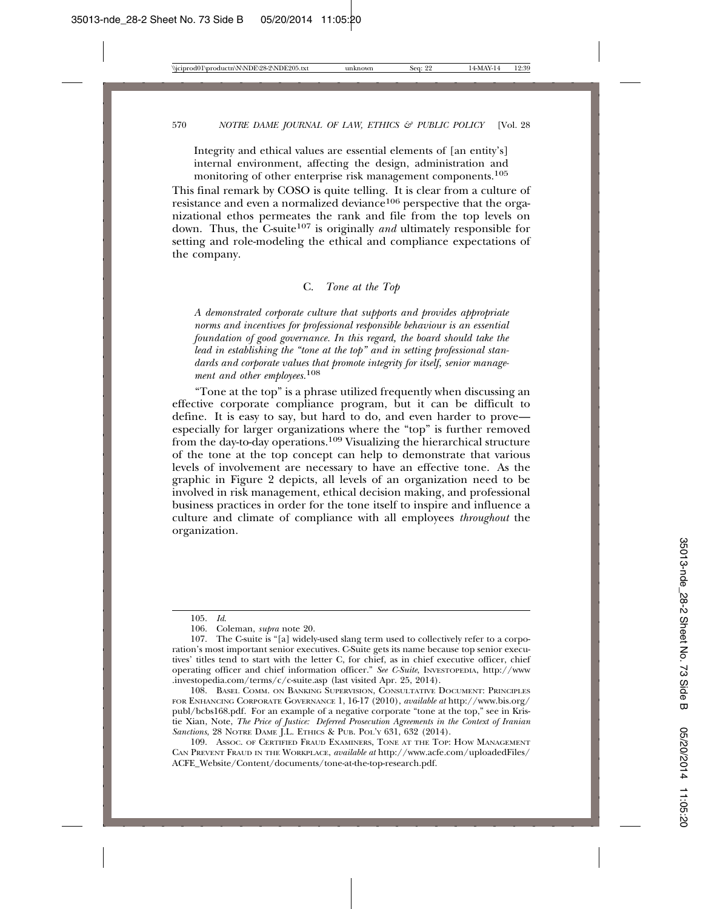> Integrity and ethical values are essential elements of [an entity's] internal environment, affecting the design, administration and monitoring of other enterprise risk management components.[105]

This final remark by COSO is quite telling. It is clear from a culture of resistance and even a normalized deviance[106] perspective that the organizational ethos permeates the rank and file from the top levels on down. Thus, the C-suite[107] is originally *and* ultimately responsible for setting and role-modeling the ethical and compliance expectations of the company.

### C. *Tone at the Top*

> *A demonstrated corporate culture that supports and provides appropriate norms and incentives for professional responsible behaviour is an essential foundation of good governance. In this regard, the board should take the lead in establishing the "tone at the top" and in setting professional standards and corporate values that promote integrity for itself, senior management and other employees.*[108]

"Tone at the top" is a phrase utilized frequently when discussing an effective corporate compliance program, but it can be difficult to define. It is easy to say, but hard to do, and even harder to prove—especially for larger organizations where the "top" is further removed from the day-to-day operations.[109] Visualizing the hierarchical structure of the tone at the top concept can help to demonstrate that various levels of involvement are necessary to have an effective tone. As the graphic in Figure 2 depicts, all levels of an organization need to be involved in risk management, ethical decision making, and professional business practices in order for the tone itself to inspire and influence a culture and climate of compliance with all employees *throughout* the organization.

---

105. *Id.*

106. Coleman, *supra* note 20.

107. The C-suite is "[a] widely-used slang term used to collectively refer to a corporation's most important senior executives. C-Suite gets its name because top senior executives' titles tend to start with the letter C, for chief, as in chief executive officer, chief operating officer and chief information officer." *See C-Suite*, INVESTOPEDIA, http://www.investopedia.com/terms/c/c-suite.asp (last visited Apr. 25, 2014).

108. BASEL COMM. ON BANKING SUPERVISION, CONSULTATIVE DOCUMENT: PRINCIPLES FOR ENHANCING CORPORATE GOVERNANCE 1, 16-17 (2010), *available at* http://www.bis.org/publ/bcbs168.pdf. For an example of a negative corporate "tone at the top," see in Kristie Xian, Note, *The Price of Justice: Deferred Prosecution Agreements in the Context of Iranian Sanctions*, 28 NOTRE DAME J.L. ETHICS & PUB. POL'Y 631, 632 (2014).

109. ASSOC. OF CERTIFIED FRAUD EXAMINERS, TONE AT THE TOP: HOW MANAGEMENT CAN PREVENT FRAUD IN THE WORKPLACE, *available at* http://www.acfe.com/uploadedFiles/ACFE_Website/Content/documents/tone-at-the-top-research.pdf.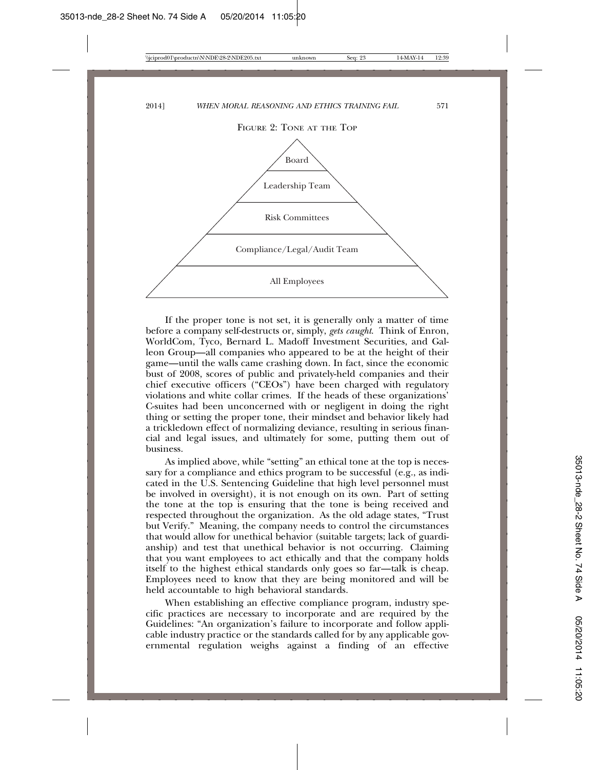FIGURE 2: TONE AT THE TOP

Board

Leadership Team

Risk Committees

Compliance/Legal/Audit Team

All Employees

If the proper tone is not set, it is generally only a matter of time before a company self-destructs or, simply, *gets caught*. Think of Enron, WorldCom, Tyco, Bernard L. Madoff Investment Securities, and Galleon Group—all companies who appeared to be at the height of their game—until the walls came crashing down. In fact, since the economic bust of 2008, scores of public and privately-held companies and their chief executive officers ("CEOs") have been charged with regulatory violations and white collar crimes. If the heads of these organizations' C-suites had been unconcerned with or negligent in doing the right thing or setting the proper tone, their mindset and behavior likely had a trickledown effect of normalizing deviance, resulting in serious financial and legal issues, and ultimately for some, putting them out of business.

As implied above, while "setting" an ethical tone at the top is necessary for a compliance and ethics program to be successful (e.g., as indicated in the U.S. Sentencing Guideline that high level personnel must be involved in oversight), it is not enough on its own. Part of setting the tone at the top is ensuring that the tone is being received and respected throughout the organization. As the old adage states, "Trust but Verify." Meaning, the company needs to control the circumstances that would allow for unethical behavior (suitable targets; lack of guardianship) and test that unethical behavior is not occurring. Claiming that you want employees to act ethically and that the company holds itself to the highest ethical standards only goes so far—talk is cheap. Employees need to know that they are being monitored and will be held accountable to high behavioral standards.

When establishing an effective compliance program, industry specific practices are necessary to incorporate and are required by the Guidelines: "An organization's failure to incorporate and follow applicable industry practice or the standards called for by any applicable governmental regulation weighs against a finding of an effective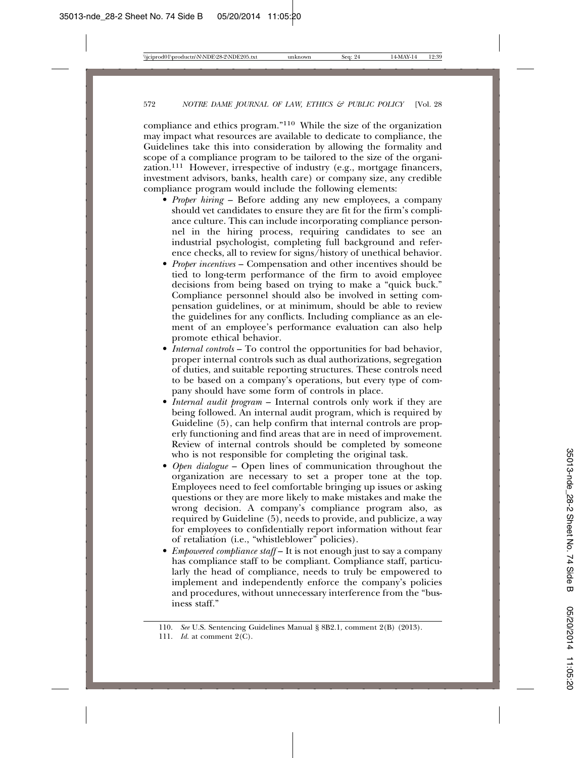compliance and ethics program."[110] While the size of the organization may impact what resources are available to dedicate to compliance, the Guidelines take this into consideration by allowing the formality and scope of a compliance program to be tailored to the size of the organization.[111] However, irrespective of industry (e.g., mortgage financers, investment advisors, banks, health care) or company size, any credible compliance program would include the following elements:

- *Proper hiring* – Before adding any new employees, a company should vet candidates to ensure they are fit for the firm's compliance culture. This can include incorporating compliance personnel in the hiring process, requiring candidates to see an industrial psychologist, completing full background and reference checks, all to review for signs/history of unethical behavior.
- *Proper incentives* – Compensation and other incentives should be tied to long-term performance of the firm to avoid employee decisions from being based on trying to make a "quick buck." Compliance personnel should also be involved in setting compensation guidelines, or at minimum, should be able to review the guidelines for any conflicts. Including compliance as an element of an employee's performance evaluation can also help promote ethical behavior.
- *Internal controls* – To control the opportunities for bad behavior, proper internal controls such as dual authorizations, segregation of duties, and suitable reporting structures. These controls need to be based on a company's operations, but every type of company should have some form of controls in place.
- *Internal audit program* – Internal controls only work if they are being followed. An internal audit program, which is required by Guideline (5), can help confirm that internal controls are properly functioning and find areas that are in need of improvement. Review of internal controls should be completed by someone who is not responsible for completing the original task.
- *Open dialogue* – Open lines of communication throughout the organization are necessary to set a proper tone at the top. Employees need to feel comfortable bringing up issues or asking questions or they are more likely to make mistakes and make the wrong decision. A company's compliance program also, as required by Guideline (5), needs to provide, and publicize, a way for employees to confidentially report information without fear of retaliation (i.e., "whistleblower" policies).
- *Empowered compliance staff* – It is not enough just to say a company has compliance staff to be compliant. Compliance staff, particularly the head of compliance, needs to truly be empowered to implement and independently enforce the company's policies and procedures, without unnecessary interference from the "business staff."

---

110. *See* U.S. Sentencing Guidelines Manual § 8B2.1, comment 2(B) (2013).

111. *Id.* at comment 2(C).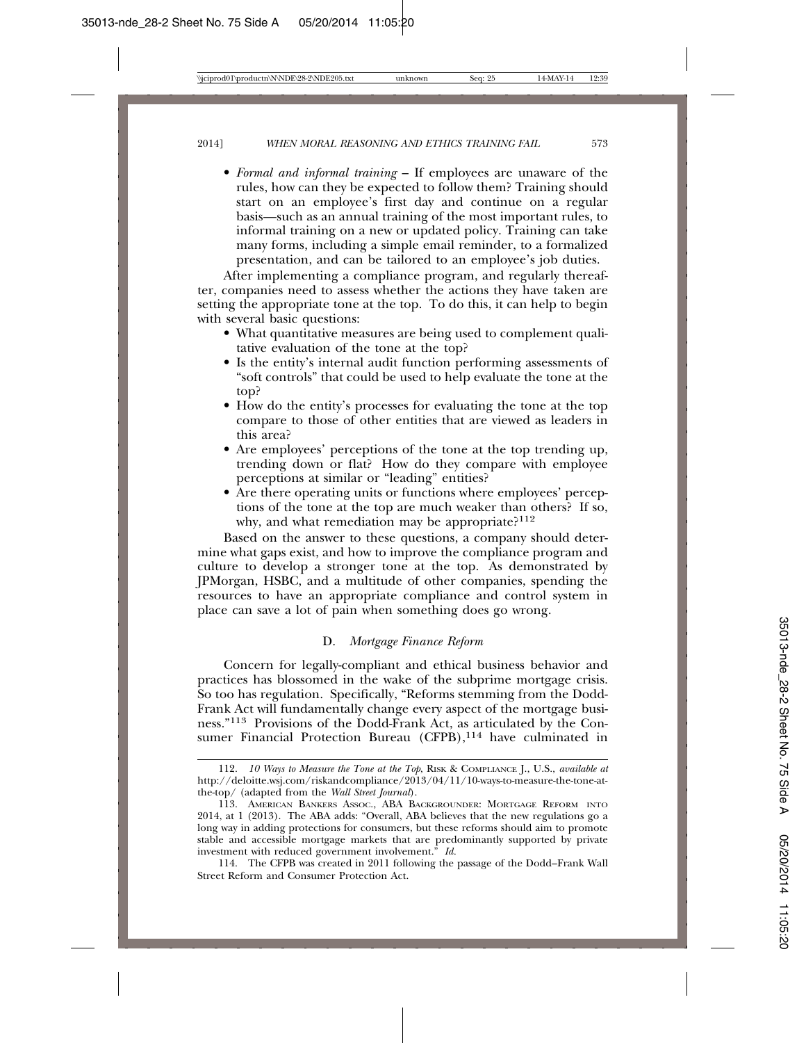- *Formal and informal training* – If employees are unaware of the rules, how can they be expected to follow them? Training should start on an employee's first day and continue on a regular basis—such as an annual training of the most important rules, to informal training on a new or updated policy. Training can take many forms, including a simple email reminder, to a formalized presentation, and can be tailored to an employee's job duties.

After implementing a compliance program, and regularly thereafter, companies need to assess whether the actions they have taken are setting the appropriate tone at the top. To do this, it can help to begin with several basic questions:

- What quantitative measures are being used to complement qualitative evaluation of the tone at the top?
- Is the entity's internal audit function performing assessments of "soft controls" that could be used to help evaluate the tone at the top?
- How do the entity's processes for evaluating the tone at the top compare to those of other entities that are viewed as leaders in this area?
- Are employees' perceptions of the tone at the top trending up, trending down or flat? How do they compare with employee perceptions at similar or "leading" entities?
- Are there operating units or functions where employees' perceptions of the tone at the top are much weaker than others? If so, why, and what remediation may be appropriate?[112]

Based on the answer to these questions, a company should determine what gaps exist, and how to improve the compliance program and culture to develop a stronger tone at the top. As demonstrated by JPMorgan, HSBC, and a multitude of other companies, spending the resources to have an appropriate compliance and control system in place can save a lot of pain when something does go wrong.

### D. *Mortgage Finance Reform*

Concern for legally-compliant and ethical business behavior and practices has blossomed in the wake of the subprime mortgage crisis. So too has regulation. Specifically, "Reforms stemming from the Dodd-Frank Act will fundamentally change every aspect of the mortgage business."[113] Provisions of the Dodd-Frank Act, as articulated by the Consumer Financial Protection Bureau (CFPB),[114] have culminated in

---

112. *10 Ways to Measure the Tone at the Top*, Risk & Compliance J., U.S., *available at* http://deloitte.wsj.com/riskandcompliance/2013/04/11/10-ways-to-measure-the-tone-at-the-top/ (adapted from the *Wall Street Journal*).

113. American Bankers Assoc., ABA Backgrounder: Mortgage Reform into 2014, at 1 (2013). The ABA adds: "Overall, ABA believes that the new regulations go a long way in adding protections for consumers, but these reforms should aim to promote stable and accessible mortgage markets that are predominantly supported by private investment with reduced government involvement." *Id.*

114. The CFPB was created in 2011 following the passage of the Dodd–Frank Wall Street Reform and Consumer Protection Act.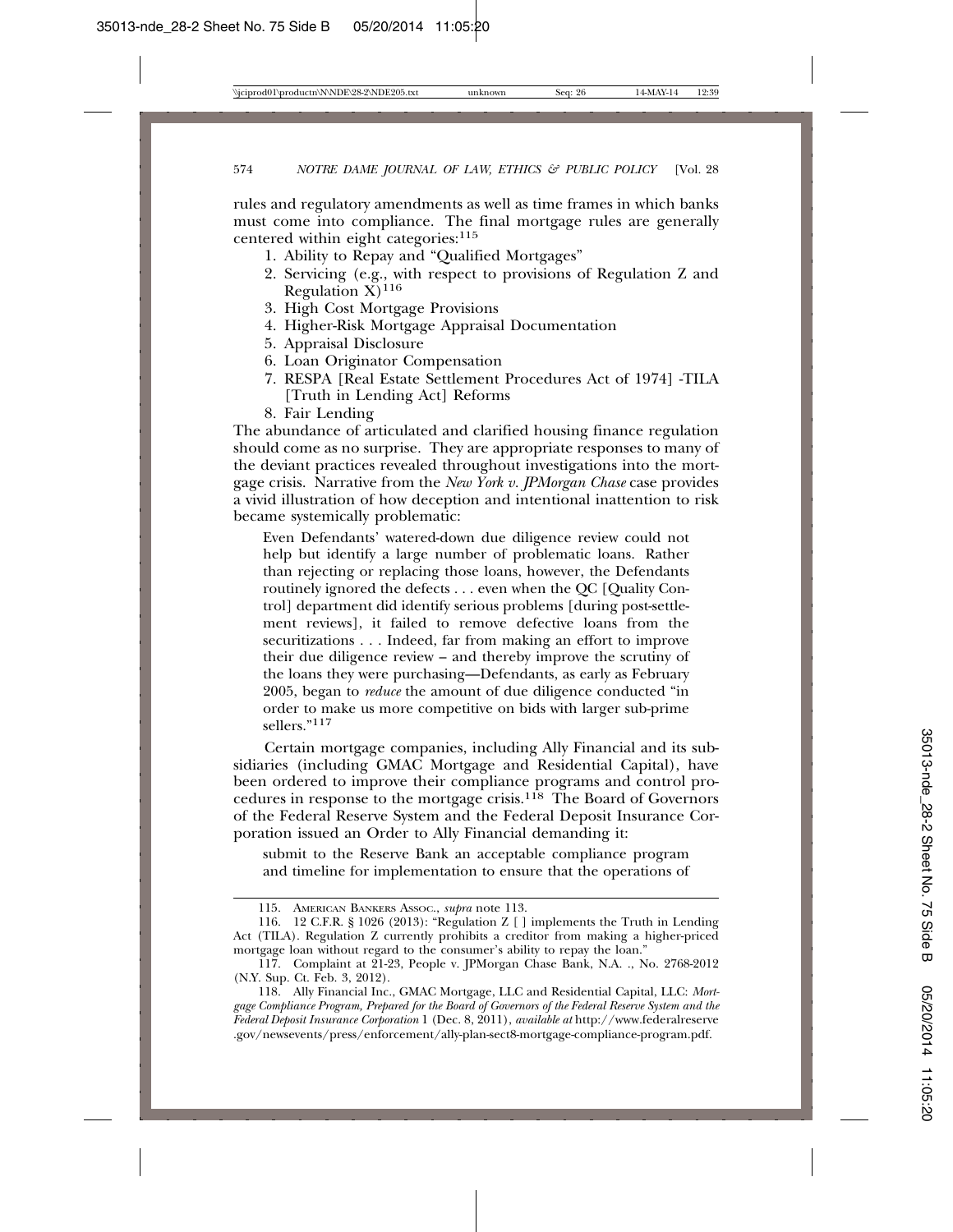rules and regulatory amendments as well as time frames in which banks must come into compliance. The final mortgage rules are generally centered within eight categories:[115]

1. Ability to Repay and "Qualified Mortgages"
2. Servicing (e.g., with respect to provisions of Regulation Z and Regulation X)[116]
3. High Cost Mortgage Provisions
4. Higher-Risk Mortgage Appraisal Documentation
5. Appraisal Disclosure
6. Loan Originator Compensation
7. RESPA [Real Estate Settlement Procedures Act of 1974] -TILA [Truth in Lending Act] Reforms
8. Fair Lending

The abundance of articulated and clarified housing finance regulation should come as no surprise. They are appropriate responses to many of the deviant practices revealed throughout investigations into the mortgage crisis. Narrative from the *New York v. JPMorgan Chase* case provides a vivid illustration of how deception and intentional inattention to risk became systemically problematic:

> Even Defendants' watered-down due diligence review could not help but identify a large number of problematic loans. Rather than rejecting or replacing those loans, however, the Defendants routinely ignored the defects . . . even when the QC [Quality Control] department did identify serious problems [during post-settlement reviews], it failed to remove defective loans from the securitizations . . . Indeed, far from making an effort to improve their due diligence review – and thereby improve the scrutiny of the loans they were purchasing—Defendants, as early as February 2005, began to *reduce* the amount of due diligence conducted "in order to make us more competitive on bids with larger sub-prime sellers."[117]

Certain mortgage companies, including Ally Financial and its subsidiaries (including GMAC Mortgage and Residential Capital), have been ordered to improve their compliance programs and control procedures in response to the mortgage crisis.[118] The Board of Governors of the Federal Reserve System and the Federal Deposit Insurance Corporation issued an Order to Ally Financial demanding it:

> submit to the Reserve Bank an acceptable compliance program and timeline for implementation to ensure that the operations of

---

115. American Bankers Assoc., *supra* note 113.

116. 12 C.F.R. § 1026 (2013): "Regulation Z [ ] implements the Truth in Lending Act (TILA). Regulation Z currently prohibits a creditor from making a higher-priced mortgage loan without regard to the consumer's ability to repay the loan."

117. Complaint at 21-23, People v. JPMorgan Chase Bank, N.A. ., No. 2768-2012 (N.Y. Sup. Ct. Feb. 3, 2012).

118. Ally Financial Inc., GMAC Mortgage, LLC and Residential Capital, LLC: *Mortgage Compliance Program, Prepared for the Board of Governors of the Federal Reserve System and the Federal Deposit Insurance Corporation* 1 (Dec. 8, 2011), *available at* http://www.federalreserve.gov/newsevents/press/enforcement/ally-plan-sect8-mortgage-compliance-program.pdf.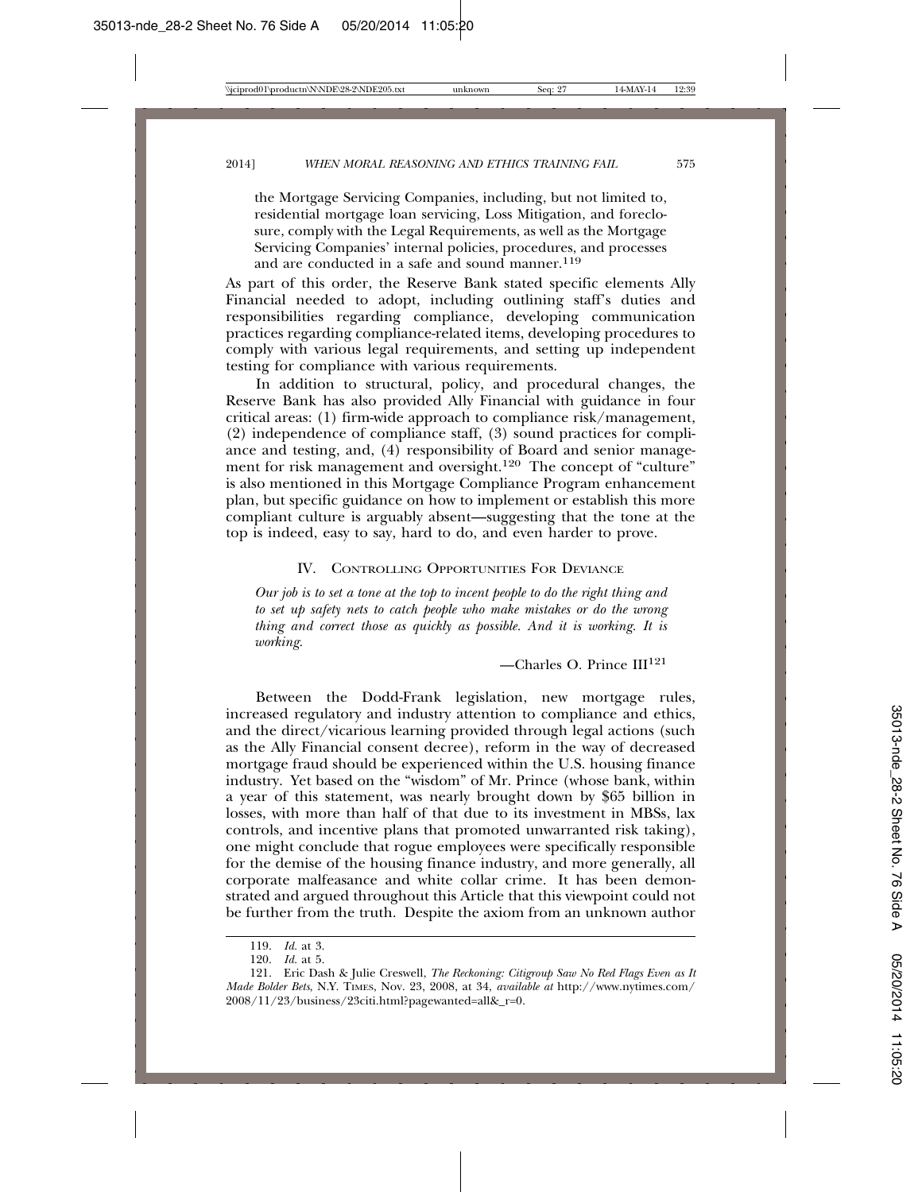the Mortgage Servicing Companies, including, but not limited to, residential mortgage loan servicing, Loss Mitigation, and foreclosure, comply with the Legal Requirements, as well as the Mortgage Servicing Companies' internal policies, procedures, and processes and are conducted in a safe and sound manner.[119]

As part of this order, the Reserve Bank stated specific elements Ally Financial needed to adopt, including outlining staff's duties and responsibilities regarding compliance, developing communication practices regarding compliance-related items, developing procedures to comply with various legal requirements, and setting up independent testing for compliance with various requirements.

In addition to structural, policy, and procedural changes, the Reserve Bank has also provided Ally Financial with guidance in four critical areas: (1) firm-wide approach to compliance risk/management, (2) independence of compliance staff, (3) sound practices for compliance and testing, and, (4) responsibility of Board and senior management for risk management and oversight.[120] The concept of "culture" is also mentioned in this Mortgage Compliance Program enhancement plan, but specific guidance on how to implement or establish this more compliant culture is arguably absent—suggesting that the tone at the top is indeed, easy to say, hard to do, and even harder to prove.

## IV. Controlling Opportunities For Deviance

*Our job is to set a tone at the top to incent people to do the right thing and to set up safety nets to catch people who make mistakes or do the wrong thing and correct those as quickly as possible. And it is working. It is working.*

—Charles O. Prince III[121]

Between the Dodd-Frank legislation, new mortgage rules, increased regulatory and industry attention to compliance and ethics, and the direct/vicarious learning provided through legal actions (such as the Ally Financial consent decree), reform in the way of decreased mortgage fraud should be experienced within the U.S. housing finance industry. Yet based on the "wisdom" of Mr. Prince (whose bank, within a year of this statement, was nearly brought down by $65 billion in losses, with more than half of that due to its investment in MBSs, lax controls, and incentive plans that promoted unwarranted risk taking), one might conclude that rogue employees were specifically responsible for the demise of the housing finance industry, and more generally, all corporate malfeasance and white collar crime. It has been demonstrated and argued throughout this Article that this viewpoint could not be further from the truth. Despite the axiom from an unknown author

---

119. *Id.* at 3.

120. *Id.* at 5.

121. Eric Dash & Julie Creswell, *The Reckoning: Citigroup Saw No Red Flags Even as It Made Bolder Bets*, N.Y. Times, Nov. 23, 2008, at 34, *available at* http://www.nytimes.com/2008/11/23/business/23citi.html?pagewanted=all&_r=0.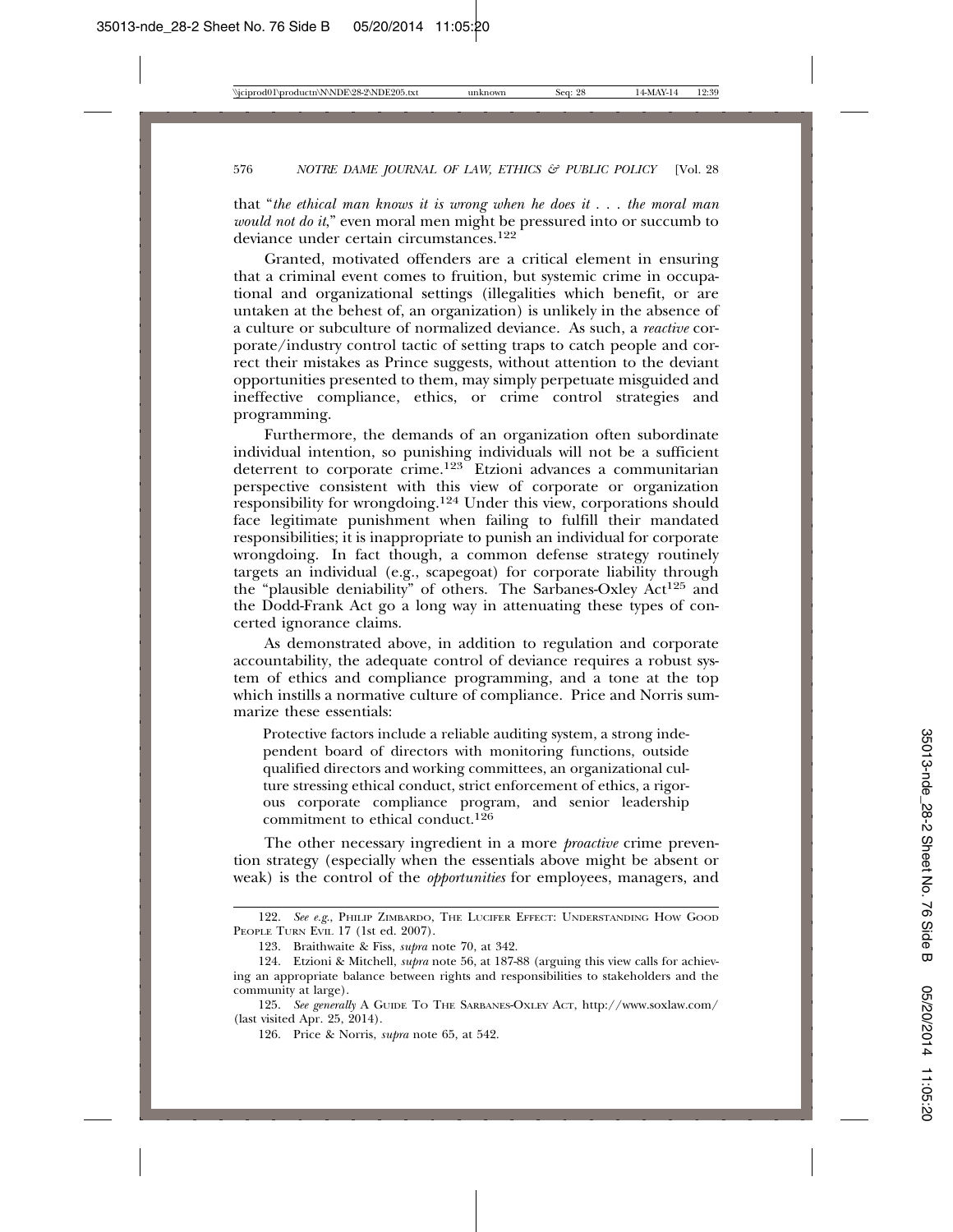that "*the ethical man knows it is wrong when he does it . . . the moral man would not do it*," even moral men might be pressured into or succumb to deviance under certain circumstances.[122]

Granted, motivated offenders are a critical element in ensuring that a criminal event comes to fruition, but systemic crime in occupational and organizational settings (illegalities which benefit, or are untaken at the behest of, an organization) is unlikely in the absence of a culture or subculture of normalized deviance. As such, a *reactive* corporate/industry control tactic of setting traps to catch people and correct their mistakes as Prince suggests, without attention to the deviant opportunities presented to them, may simply perpetuate misguided and ineffective compliance, ethics, or crime control strategies and programming.

Furthermore, the demands of an organization often subordinate individual intention, so punishing individuals will not be a sufficient deterrent to corporate crime.[123] Etzioni advances a communitarian perspective consistent with this view of corporate or organization responsibility for wrongdoing.[124] Under this view, corporations should face legitimate punishment when failing to fulfill their mandated responsibilities; it is inappropriate to punish an individual for corporate wrongdoing. In fact though, a common defense strategy routinely targets an individual (e.g., scapegoat) for corporate liability through the "plausible deniability" of others. The Sarbanes-Oxley Act[125] and the Dodd-Frank Act go a long way in attenuating these types of concerted ignorance claims.

As demonstrated above, in addition to regulation and corporate accountability, the adequate control of deviance requires a robust system of ethics and compliance programming, and a tone at the top which instills a normative culture of compliance. Price and Norris summarize these essentials:

> Protective factors include a reliable auditing system, a strong independent board of directors with monitoring functions, outside qualified directors and working committees, an organizational culture stressing ethical conduct, strict enforcement of ethics, a rigorous corporate compliance program, and senior leadership commitment to ethical conduct.[126]

The other necessary ingredient in a more *proactive* crime prevention strategy (especially when the essentials above might be absent or weak) is the control of the *opportunities* for employees, managers, and

---

122. *See e.g.*, Philip Zimbardo, The Lucifer Effect: Understanding How Good People Turn Evil 17 (1st ed. 2007).

123. Braithwaite & Fiss, *supra* note 70, at 342.

124. Etzioni & Mitchell, *supra* note 56, at 187-88 (arguing this view calls for achieving an appropriate balance between rights and responsibilities to stakeholders and the community at large).

125. *See generally* A Guide To The Sarbanes-Oxley Act, http://www.soxlaw.com/ (last visited Apr. 25, 2014).

126. Price & Norris, *supra* note 65, at 542.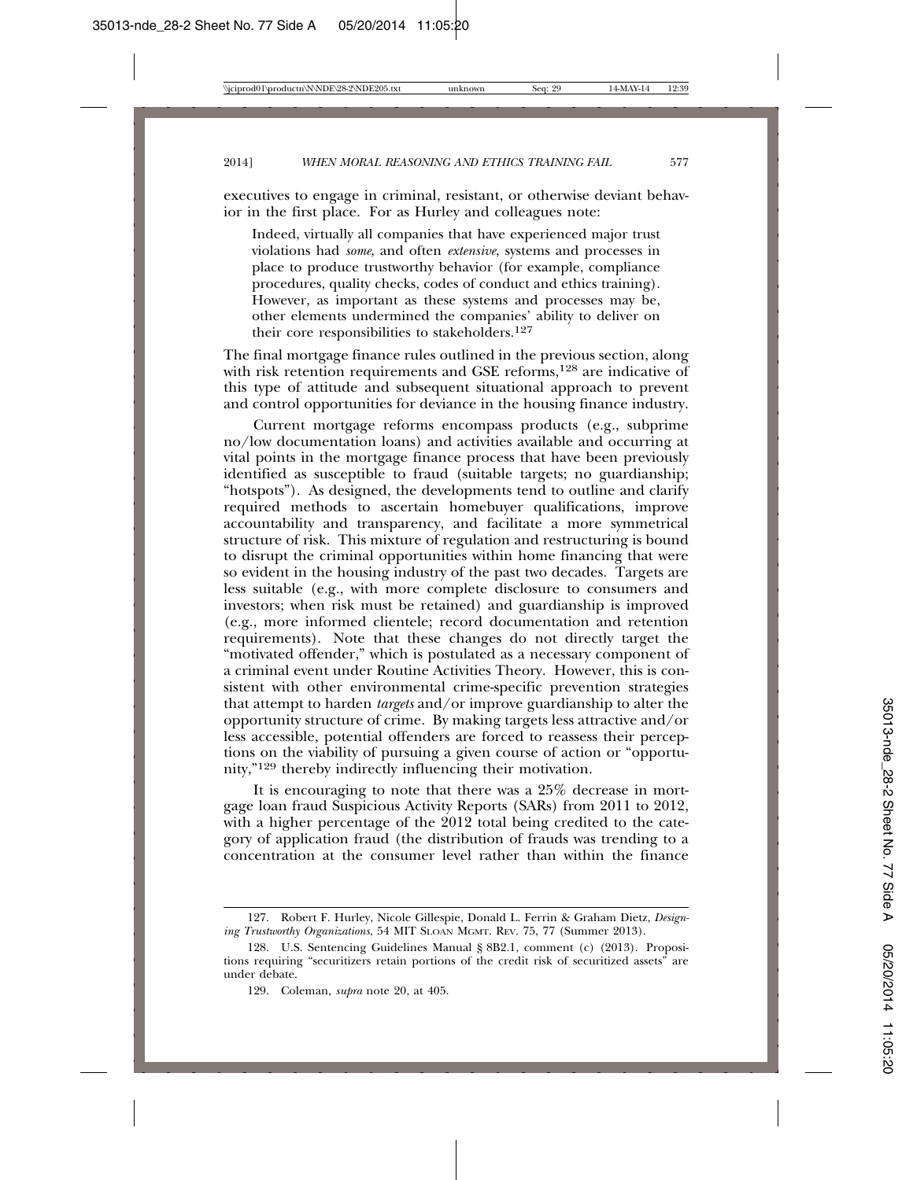executives to engage in criminal, resistant, or otherwise deviant behavior in the first place. For as Hurley and colleagues note:

> Indeed, virtually all companies that have experienced major trust violations had *some*, and often *extensive*, systems and processes in place to produce trustworthy behavior (for example, compliance procedures, quality checks, codes of conduct and ethics training). However, as important as these systems and processes may be, other elements undermined the companies' ability to deliver on their core responsibilities to stakeholders.[127]

The final mortgage finance rules outlined in the previous section, along with risk retention requirements and GSE reforms,[128] are indicative of this type of attitude and subsequent situational approach to prevent and control opportunities for deviance in the housing finance industry.

Current mortgage reforms encompass products (e.g., subprime no/low documentation loans) and activities available and occurring at vital points in the mortgage finance process that have been previously identified as susceptible to fraud (suitable targets; no guardianship; "hotspots"). As designed, the developments tend to outline and clarify required methods to ascertain homebuyer qualifications, improve accountability and transparency, and facilitate a more symmetrical structure of risk. This mixture of regulation and restructuring is bound to disrupt the criminal opportunities within home financing that were so evident in the housing industry of the past two decades. Targets are less suitable (e.g., with more complete disclosure to consumers and investors; when risk must be retained) and guardianship is improved (e.g., more informed clientele; record documentation and retention requirements). Note that these changes do not directly target the "motivated offender," which is postulated as a necessary component of a criminal event under Routine Activities Theory. However, this is consistent with other environmental crime-specific prevention strategies that attempt to harden *targets* and/or improve guardianship to alter the opportunity structure of crime. By making targets less attractive and/or less accessible, potential offenders are forced to reassess their perceptions on the viability of pursuing a given course of action or "opportunity,"[129] thereby indirectly influencing their motivation.

It is encouraging to note that there was a 25% decrease in mortgage loan fraud Suspicious Activity Reports (SARs) from 2011 to 2012, with a higher percentage of the 2012 total being credited to the category of application fraud (the distribution of frauds was trending to a concentration at the consumer level rather than within the finance

---

127. Robert F. Hurley, Nicole Gillespie, Donald L. Ferrin & Graham Dietz, *Designing Trustworthy Organizations*, 54 MIT SLOAN MGMT. REV. 75, 77 (Summer 2013).

128. U.S. Sentencing Guidelines Manual § 8B2.1, comment (c) (2013). Propositions requiring "securitizers retain portions of the credit risk of securitized assets" are under debate.

129. Coleman, *supra* note 20, at 405.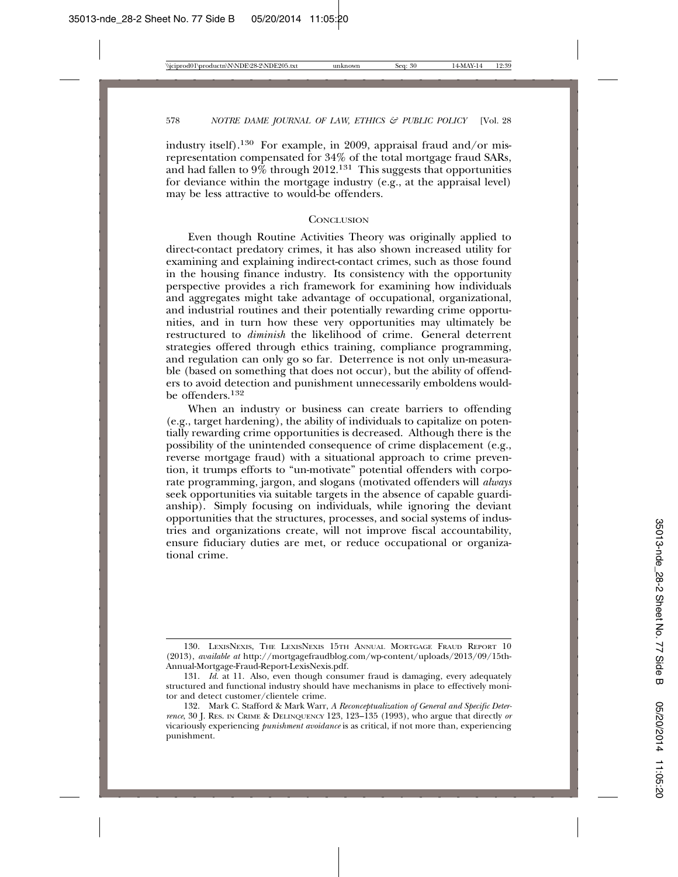industry itself).[130] For example, in 2009, appraisal fraud and/or misrepresentation compensated for 34% of the total mortgage fraud SARs, and had fallen to 9% through 2012.[131] This suggests that opportunities for deviance within the mortgage industry (e.g., at the appraisal level) may be less attractive to would-be offenders.

## Conclusion

Even though Routine Activities Theory was originally applied to direct-contact predatory crimes, it has also shown increased utility for examining and explaining indirect-contact crimes, such as those found in the housing finance industry. Its consistency with the opportunity perspective provides a rich framework for examining how individuals and aggregates might take advantage of occupational, organizational, and industrial routines and their potentially rewarding crime opportunities, and in turn how these very opportunities may ultimately be restructured to *diminish* the likelihood of crime. General deterrent strategies offered through ethics training, compliance programming, and regulation can only go so far. Deterrence is not only un-measurable (based on something that does not occur), but the ability of offenders to avoid detection and punishment unnecessarily emboldens would-be offenders.[132]

When an industry or business can create barriers to offending (e.g., target hardening), the ability of individuals to capitalize on potentially rewarding crime opportunities is decreased. Although there is the possibility of the unintended consequence of crime displacement (e.g., reverse mortgage fraud) with a situational approach to crime prevention, it trumps efforts to "un-motivate" potential offenders with corporate programming, jargon, and slogans (motivated offenders will *always* seek opportunities via suitable targets in the absence of capable guardianship). Simply focusing on individuals, while ignoring the deviant opportunities that the structures, processes, and social systems of industries and organizations create, will not improve fiscal accountability, ensure fiduciary duties are met, or reduce occupational or organizational crime.

---

130. LexisNexis, The LexisNexis 15th Annual Mortgage Fraud Report 10 (2013), *available at* http://mortgagefraudblog.com/wp-content/uploads/2013/09/15th-Annual-Mortgage-Fraud-Report-LexisNexis.pdf.

131. *Id.* at 11. Also, even though consumer fraud is damaging, every adequately structured and functional industry should have mechanisms in place to effectively monitor and detect customer/clientele crime.

132. Mark C. Stafford & Mark Warr, *A Reconceptualization of General and Specific Deterrence*, 30 J. Res. in Crime & Delinquency 123, 123–135 (1993), who argue that directly *or* vicariously experiencing *punishment avoidance* is as critical, if not more than, experiencing punishment.